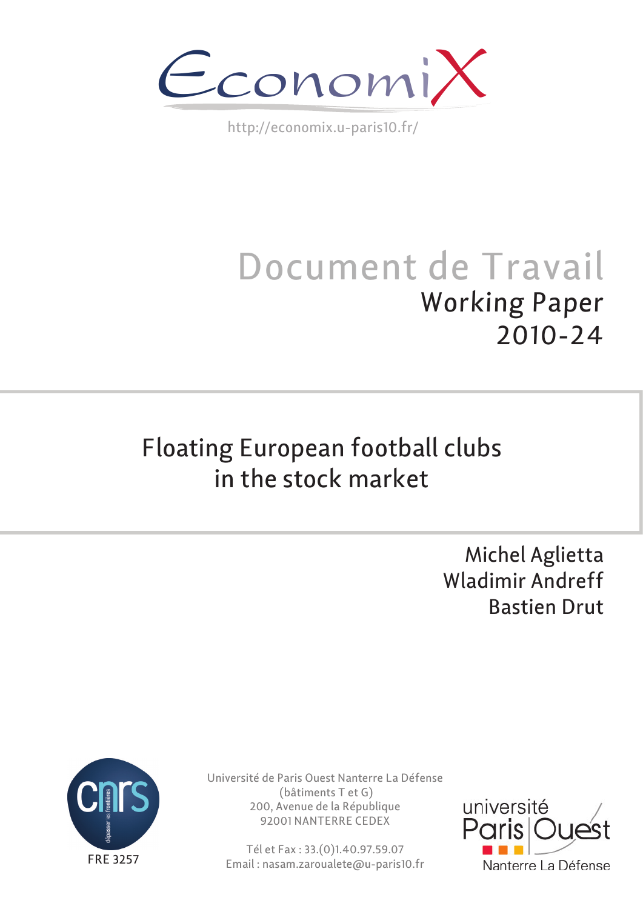EconomiX

http://economix.u-paris10.fr/

# Document de Travail

## Working Paper
## 2010-24

# Floating European football clubs in the stock market

Michel Aglietta
Wladimir Andreff
Bastien Drut

FRE 3257

Université de Paris Ouest Nanterre La Défense
(bâtiments T et G)
200, Avenue de la République
92001 NANTERRE CEDEX

Tél et Fax : 33.(0)1.40.97.59.07
Email : nasam.zaroualete@u-paris10.fr

université Paris Ouest Nanterre La Défense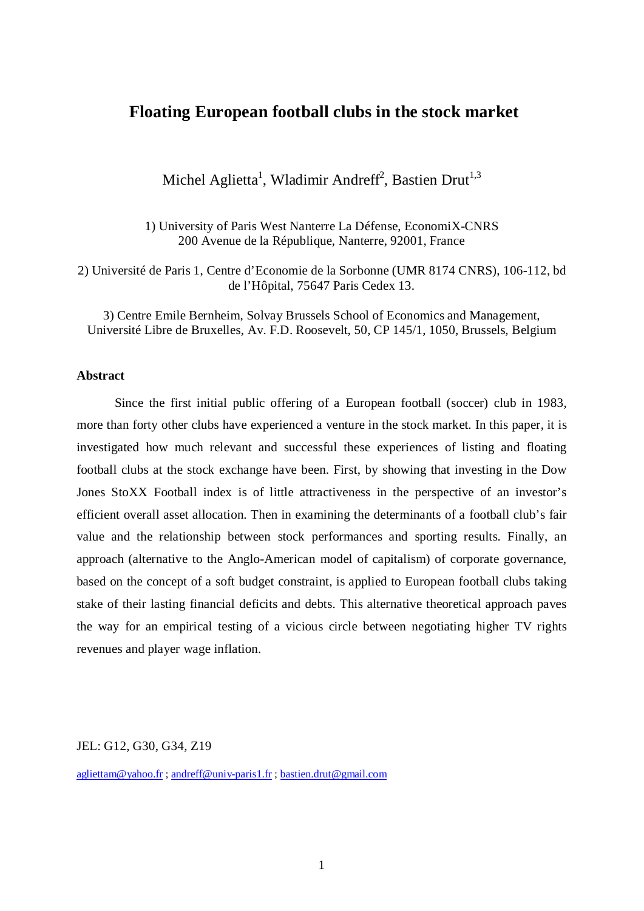# Floating European football clubs in the stock market

Michel Aglietta[1], Wladimir Andreff[2], Bastien Drut[1,3]

1) University of Paris West Nanterre La Défense, EconomiX-CNRS
200 Avenue de la République, Nanterre, 92001, France

2) Université de Paris 1, Centre d'Economie de la Sorbonne (UMR 8174 CNRS), 106-112, bd de l'Hôpital, 75647 Paris Cedex 13.

3) Centre Emile Bernheim, Solvay Brussels School of Economics and Management, Université Libre de Bruxelles, Av. F.D. Roosevelt, 50, CP 145/1, 1050, Brussels, Belgium

## Abstract

Since the first initial public offering of a European football (soccer) club in 1983, more than forty other clubs have experienced a venture in the stock market. In this paper, it is investigated how much relevant and successful these experiences of listing and floating football clubs at the stock exchange have been. First, by showing that investing in the Dow Jones StoXX Football index is of little attractiveness in the perspective of an investor's efficient overall asset allocation. Then in examining the determinants of a football club's fair value and the relationship between stock performances and sporting results. Finally, an approach (alternative to the Anglo-American model of capitalism) of corporate governance, based on the concept of a soft budget constraint, is applied to European football clubs taking stake of their lasting financial deficits and debts. This alternative theoretical approach paves the way for an empirical testing of a vicious circle between negotiating higher TV rights revenues and player wage inflation.

JEL: G12, G30, G34, Z19

agliettam@yahoo.fr ; andreff@univ-paris1.fr ; bastien.drut@gmail.com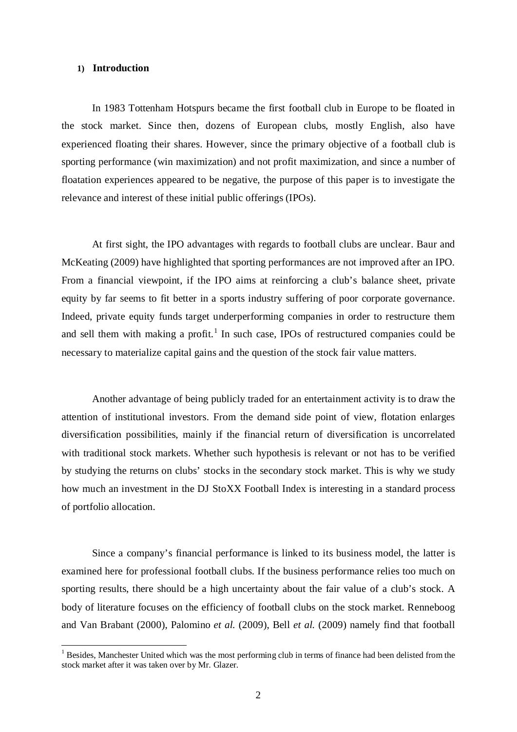## 1) Introduction

In 1983 Tottenham Hotspurs became the first football club in Europe to be floated in the stock market. Since then, dozens of European clubs, mostly English, also have experienced floating their shares. However, since the primary objective of a football club is sporting performance (win maximization) and not profit maximization, and since a number of floatation experiences appeared to be negative, the purpose of this paper is to investigate the relevance and interest of these initial public offerings (IPOs).

At first sight, the IPO advantages with regards to football clubs are unclear. Baur and McKeating (2009) have highlighted that sporting performances are not improved after an IPO. From a financial viewpoint, if the IPO aims at reinforcing a club's balance sheet, private equity by far seems to fit better in a sports industry suffering of poor corporate governance. Indeed, private equity funds target underperforming companies in order to restructure them and sell them with making a profit.[1] In such case, IPOs of restructured companies could be necessary to materialize capital gains and the question of the stock fair value matters.

Another advantage of being publicly traded for an entertainment activity is to draw the attention of institutional investors. From the demand side point of view, flotation enlarges diversification possibilities, mainly if the financial return of diversification is uncorrelated with traditional stock markets. Whether such hypothesis is relevant or not has to be verified by studying the returns on clubs' stocks in the secondary stock market. This is why we study how much an investment in the DJ StoXX Football Index is interesting in a standard process of portfolio allocation.

Since a company's financial performance is linked to its business model, the latter is examined here for professional football clubs. If the business performance relies too much on sporting results, there should be a high uncertainty about the fair value of a club's stock. A body of literature focuses on the efficiency of football clubs on the stock market. Renneboog and Van Brabant (2000), Palomino *et al.* (2009), Bell *et al.* (2009) namely find that football

[1] Besides, Manchester United which was the most performing club in terms of finance had been delisted from the stock market after it was taken over by Mr. Glazer.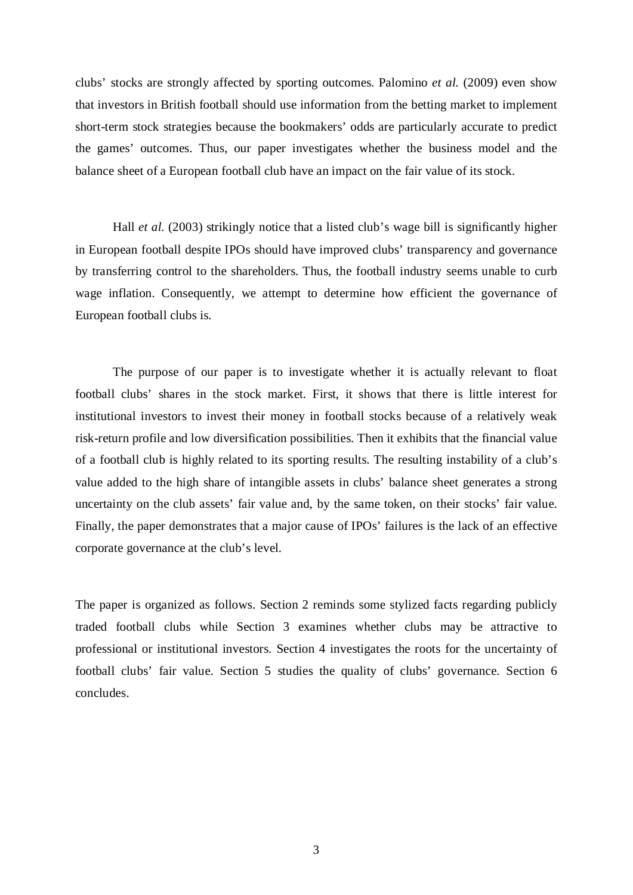clubs' stocks are strongly affected by sporting outcomes. Palomino *et al.* (2009) even show that investors in British football should use information from the betting market to implement short-term stock strategies because the bookmakers' odds are particularly accurate to predict the games' outcomes. Thus, our paper investigates whether the business model and the balance sheet of a European football club have an impact on the fair value of its stock.

Hall *et al.* (2003) strikingly notice that a listed club's wage bill is significantly higher in European football despite IPOs should have improved clubs' transparency and governance by transferring control to the shareholders. Thus, the football industry seems unable to curb wage inflation. Consequently, we attempt to determine how efficient the governance of European football clubs is.

The purpose of our paper is to investigate whether it is actually relevant to float football clubs' shares in the stock market. First, it shows that there is little interest for institutional investors to invest their money in football stocks because of a relatively weak risk-return profile and low diversification possibilities. Then it exhibits that the financial value of a football club is highly related to its sporting results. The resulting instability of a club's value added to the high share of intangible assets in clubs' balance sheet generates a strong uncertainty on the club assets' fair value and, by the same token, on their stocks' fair value. Finally, the paper demonstrates that a major cause of IPOs' failures is the lack of an effective corporate governance at the club's level.

The paper is organized as follows. Section 2 reminds some stylized facts regarding publicly traded football clubs while Section 3 examines whether clubs may be attractive to professional or institutional investors. Section 4 investigates the roots for the uncertainty of football clubs' fair value. Section 5 studies the quality of clubs' governance. Section 6 concludes.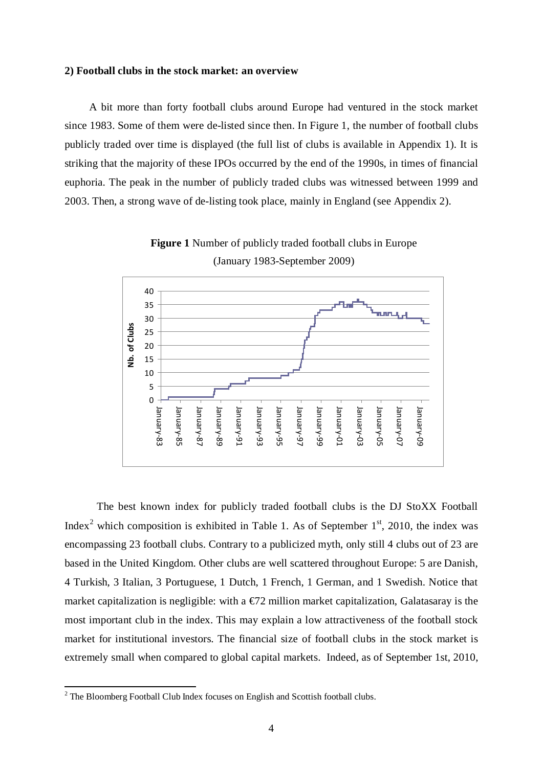**2) Football clubs in the stock market: an overview**

A bit more than forty football clubs around Europe had ventured in the stock market since 1983. Some of them were de-listed since then. In Figure 1, the number of football clubs publicly traded over time is displayed (the full list of clubs is available in Appendix 1). It is striking that the majority of these IPOs occurred by the end of the 1990s, in times of financial euphoria. The peak in the number of publicly traded clubs was witnessed between 1999 and 2003. Then, a strong wave of de-listing took place, mainly in England (see Appendix 2).

**Figure 1** Number of publicly traded football clubs in Europe (January 1983-September 2009)

The best known index for publicly traded football clubs is the DJ StoXX Football Index[2] which composition is exhibited in Table 1. As of September 1st, 2010, the index was encompassing 23 football clubs. Contrary to a publicized myth, only still 4 clubs out of 23 are based in the United Kingdom. Other clubs are well scattered throughout Europe: 5 are Danish, 4 Turkish, 3 Italian, 3 Portuguese, 1 Dutch, 1 French, 1 German, and 1 Swedish. Notice that market capitalization is negligible: with a €72 million market capitalization, Galatasaray is the most important club in the index. This may explain a low attractiveness of the football stock market for institutional investors. The financial size of football clubs in the stock market is extremely small when compared to global capital markets. Indeed, as of September 1st, 2010,

[2] The Bloomberg Football Club Index focuses on English and Scottish football clubs.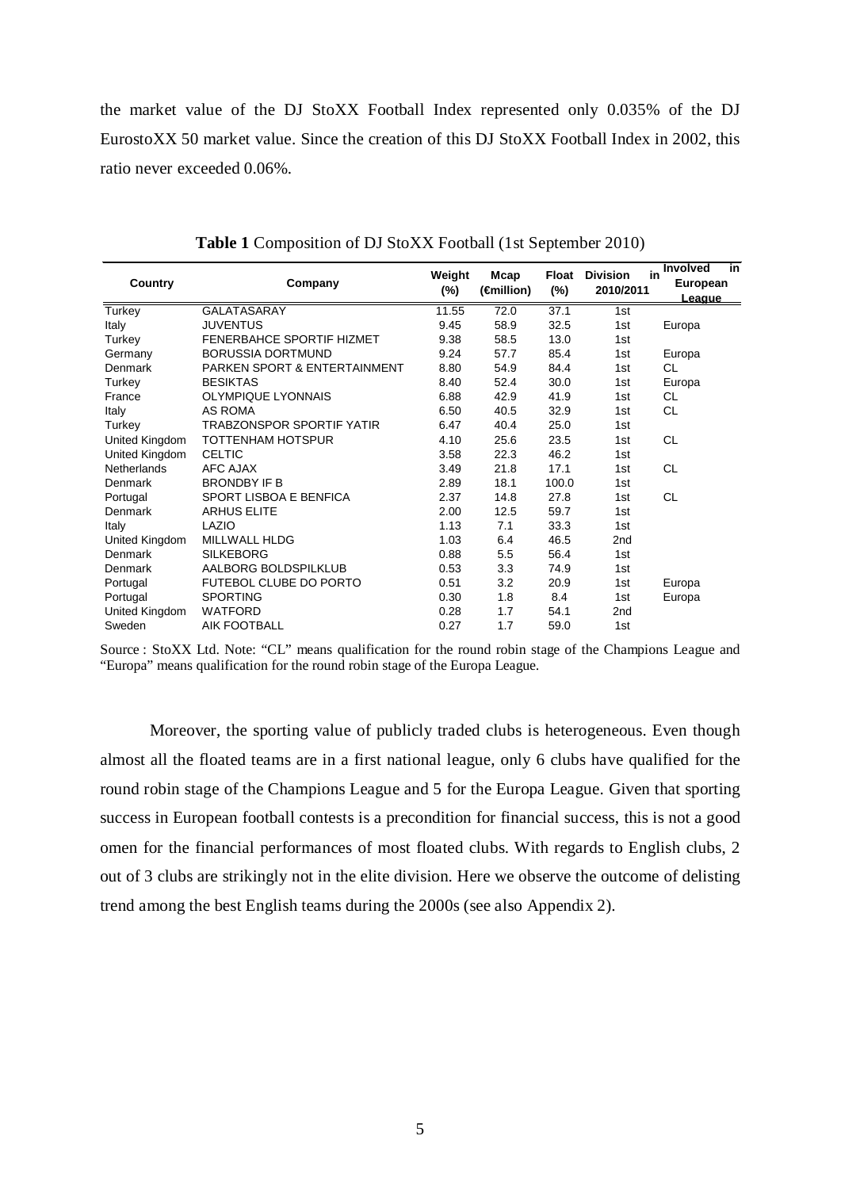the market value of the DJ StoXX Football Index represented only 0.035% of the DJ EurostoXX 50 market value. Since the creation of this DJ StoXX Football Index in 2002, this ratio never exceeded 0.06%.

**Table 1** Composition of DJ StoXX Football (1st September 2010)

| Country | Company | Weight (%) | Mcap (€million) | Float (%) | Division in 2010/2011 | Involved in European League |
|---|---|---|---|---|---|---|
| Turkey | GALATASARAY | 11.55 | 72.0 | 37.1 | 1st | |
| Italy | JUVENTUS | 9.45 | 58.9 | 32.5 | 1st | Europa |
| Turkey | FENERBAHCE SPORTIF HIZMET | 9.38 | 58.5 | 13.0 | 1st | |
| Germany | BORUSSIA DORTMUND | 9.24 | 57.7 | 85.4 | 1st | Europa |
| Denmark | PARKEN SPORT & ENTERTAINMENT | 8.80 | 54.9 | 84.4 | 1st | CL |
| Turkey | BESIKTAS | 8.40 | 52.4 | 30.0 | 1st | Europa |
| France | OLYMPIQUE LYONNAIS | 6.88 | 42.9 | 41.9 | 1st | CL |
| Italy | AS ROMA | 6.50 | 40.5 | 32.9 | 1st | CL |
| Turkey | TRABZONSPOR SPORTIF YATIR | 6.47 | 40.4 | 25.0 | 1st | |
| United Kingdom | TOTTENHAM HOTSPUR | 4.10 | 25.6 | 23.5 | 1st | CL |
| United Kingdom | CELTIC | 3.58 | 22.3 | 46.2 | 1st | |
| Netherlands | AFC AJAX | 3.49 | 21.8 | 17.1 | 1st | CL |
| Denmark | BRONDBY IF B | 2.89 | 18.1 | 100.0 | 1st | |
| Portugal | SPORT LISBOA E BENFICA | 2.37 | 14.8 | 27.8 | 1st | CL |
| Denmark | ARHUS ELITE | 2.00 | 12.5 | 59.7 | 1st | |
| Italy | LAZIO | 1.13 | 7.1 | 33.3 | 1st | |
| United Kingdom | MILLWALL HLDG | 1.03 | 6.4 | 46.5 | 2nd | |
| Denmark | SILKEBORG | 0.88 | 5.5 | 56.4 | 1st | |
| Denmark | AALBORG BOLDSPILKLUB | 0.53 | 3.3 | 74.9 | 1st | |
| Portugal | FUTEBOL CLUBE DO PORTO | 0.51 | 3.2 | 20.9 | 1st | Europa |
| Portugal | SPORTING | 0.30 | 1.8 | 8.4 | 1st | Europa |
| United Kingdom | WATFORD | 0.28 | 1.7 | 54.1 | 2nd | |
| Sweden | AIK FOOTBALL | 0.27 | 1.7 | 59.0 | 1st | |

Source : StoXX Ltd. Note: "CL" means qualification for the round robin stage of the Champions League and "Europa" means qualification for the round robin stage of the Europa League.

Moreover, the sporting value of publicly traded clubs is heterogeneous. Even though almost all the floated teams are in a first national league, only 6 clubs have qualified for the round robin stage of the Champions League and 5 for the Europa League. Given that sporting success in European football contests is a precondition for financial success, this is not a good omen for the financial performances of most floated clubs. With regards to English clubs, 2 out of 3 clubs are strikingly not in the elite division. Here we observe the outcome of delisting trend among the best English teams during the 2000s (see also Appendix 2).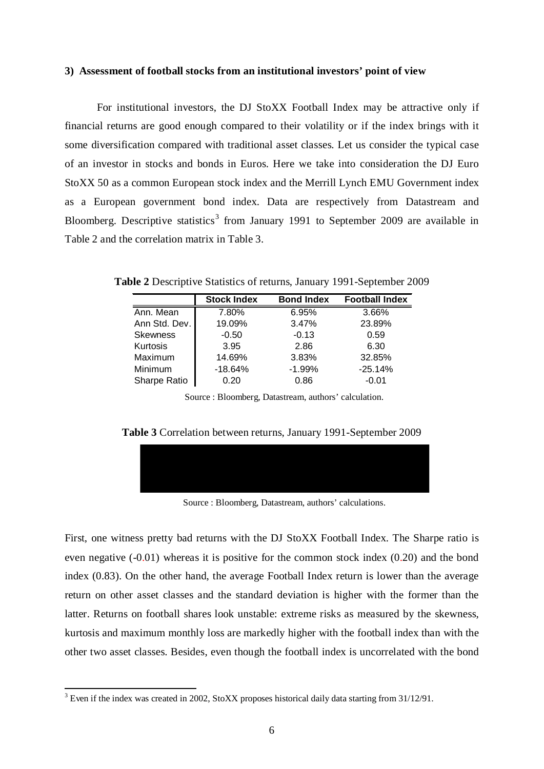### 3) Assessment of football stocks from an institutional investors' point of view

For institutional investors, the DJ StoXX Football Index may be attractive only if financial returns are good enough compared to their volatility or if the index brings with it some diversification compared with traditional asset classes. Let us consider the typical case of an investor in stocks and bonds in Euros. Here we take into consideration the DJ Euro StoXX 50 as a common European stock index and the Merrill Lynch EMU Government index as a European government bond index. Data are respectively from Datastream and Bloomberg. Descriptive statistics[3] from January 1991 to September 2009 are available in Table 2 and the correlation matrix in Table 3.

**Table 2** Descriptive Statistics of returns, January 1991-September 2009

| | Stock Index | Bond Index | Football Index |
|---|---|---|---|
| Ann. Mean | 7.80% | 6.95% | 3.66% |
| Ann Std. Dev. | 19.09% | 3.47% | 23.89% |
| Skewness | -0.50 | -0.13 | 0.59 |
| Kurtosis | 3.95 | 2.86 | 6.30 |
| Maximum | 14.69% | 3.83% | 32.85% |
| Minimum | -18.64% | -1.99% | -25.14% |
| Sharpe Ratio | 0.20 | 0.86 | -0.01 |

Source : Bloomberg, Datastream, authors' calculation.

**Table 3** Correlation between returns, January 1991-September 2009

Source : Bloomberg, Datastream, authors' calculations.

First, one witness pretty bad returns with the DJ StoXX Football Index. The Sharpe ratio is even negative (-0.01) whereas it is positive for the common stock index (0.20) and the bond index (0.83). On the other hand, the average Football Index return is lower than the average return on other asset classes and the standard deviation is higher with the former than the latter. Returns on football shares look unstable: extreme risks as measured by the skewness, kurtosis and maximum monthly loss are markedly higher with the football index than with the other two asset classes. Besides, even though the football index is uncorrelated with the bond

[3] Even if the index was created in 2002, StoXX proposes historical daily data starting from 31/12/91.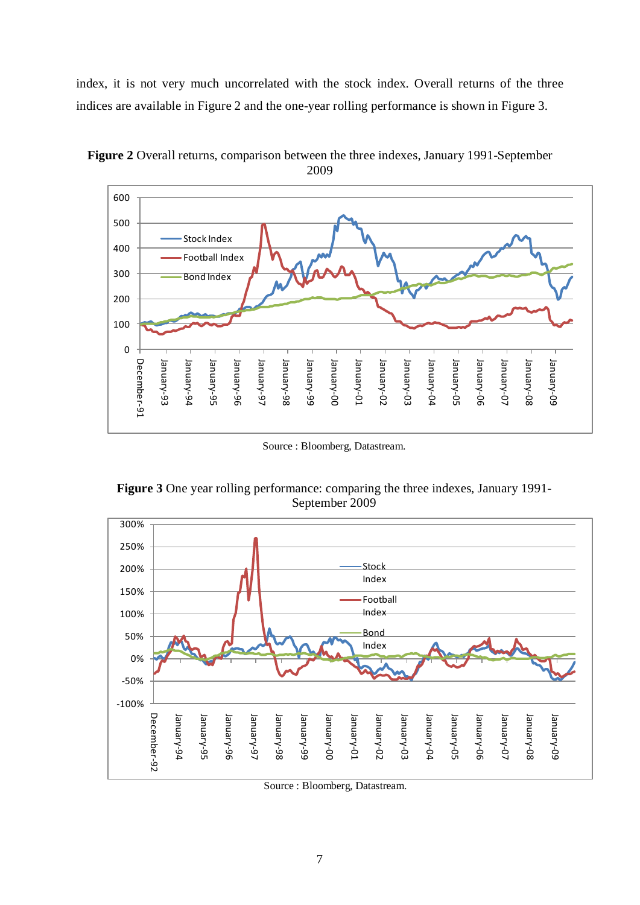index, it is not very much uncorrelated with the stock index. Overall returns of the three indices are available in Figure 2 and the one-year rolling performance is shown in Figure 3.

**Figure 2** Overall returns, comparison between the three indexes, January 1991-September 2009

Source : Bloomberg, Datastream.

**Figure 3** One year rolling performance: comparing the three indexes, January 1991-September 2009

Source : Bloomberg, Datastream.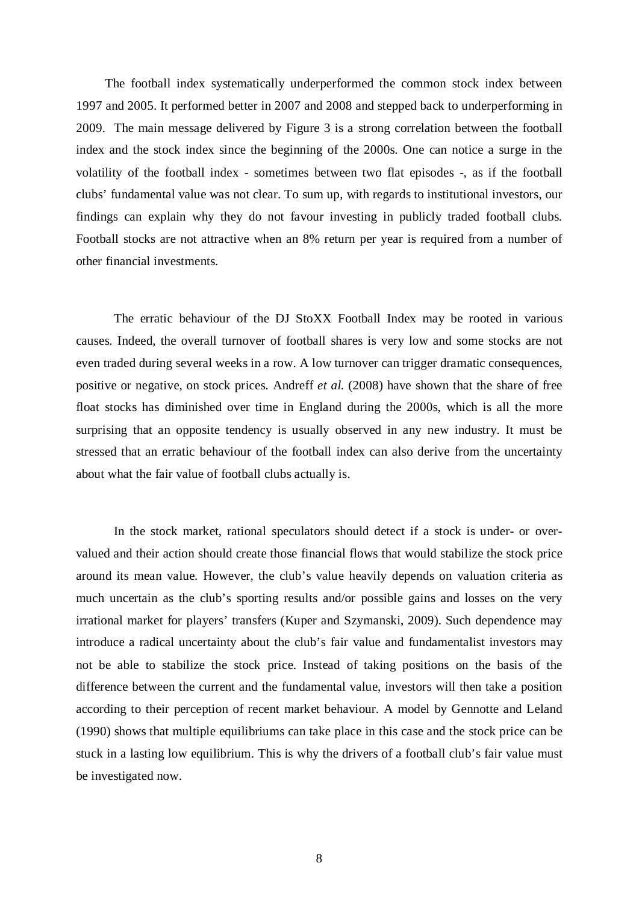The football index systematically underperformed the common stock index between 1997 and 2005. It performed better in 2007 and 2008 and stepped back to underperforming in 2009. The main message delivered by Figure 3 is a strong correlation between the football index and the stock index since the beginning of the 2000s. One can notice a surge in the volatility of the football index - sometimes between two flat episodes -, as if the football clubs' fundamental value was not clear. To sum up, with regards to institutional investors, our findings can explain why they do not favour investing in publicly traded football clubs. Football stocks are not attractive when an 8% return per year is required from a number of other financial investments.

The erratic behaviour of the DJ StoXX Football Index may be rooted in various causes. Indeed, the overall turnover of football shares is very low and some stocks are not even traded during several weeks in a row. A low turnover can trigger dramatic consequences, positive or negative, on stock prices. Andreff *et al.* (2008) have shown that the share of free float stocks has diminished over time in England during the 2000s, which is all the more surprising that an opposite tendency is usually observed in any new industry. It must be stressed that an erratic behaviour of the football index can also derive from the uncertainty about what the fair value of football clubs actually is.

In the stock market, rational speculators should detect if a stock is under- or over-valued and their action should create those financial flows that would stabilize the stock price around its mean value. However, the club's value heavily depends on valuation criteria as much uncertain as the club's sporting results and/or possible gains and losses on the very irrational market for players' transfers (Kuper and Szymanski, 2009). Such dependence may introduce a radical uncertainty about the club's fair value and fundamentalist investors may not be able to stabilize the stock price. Instead of taking positions on the basis of the difference between the current and the fundamental value, investors will then take a position according to their perception of recent market behaviour. A model by Gennotte and Leland (1990) shows that multiple equilibriums can take place in this case and the stock price can be stuck in a lasting low equilibrium. This is why the drivers of a football club's fair value must be investigated now.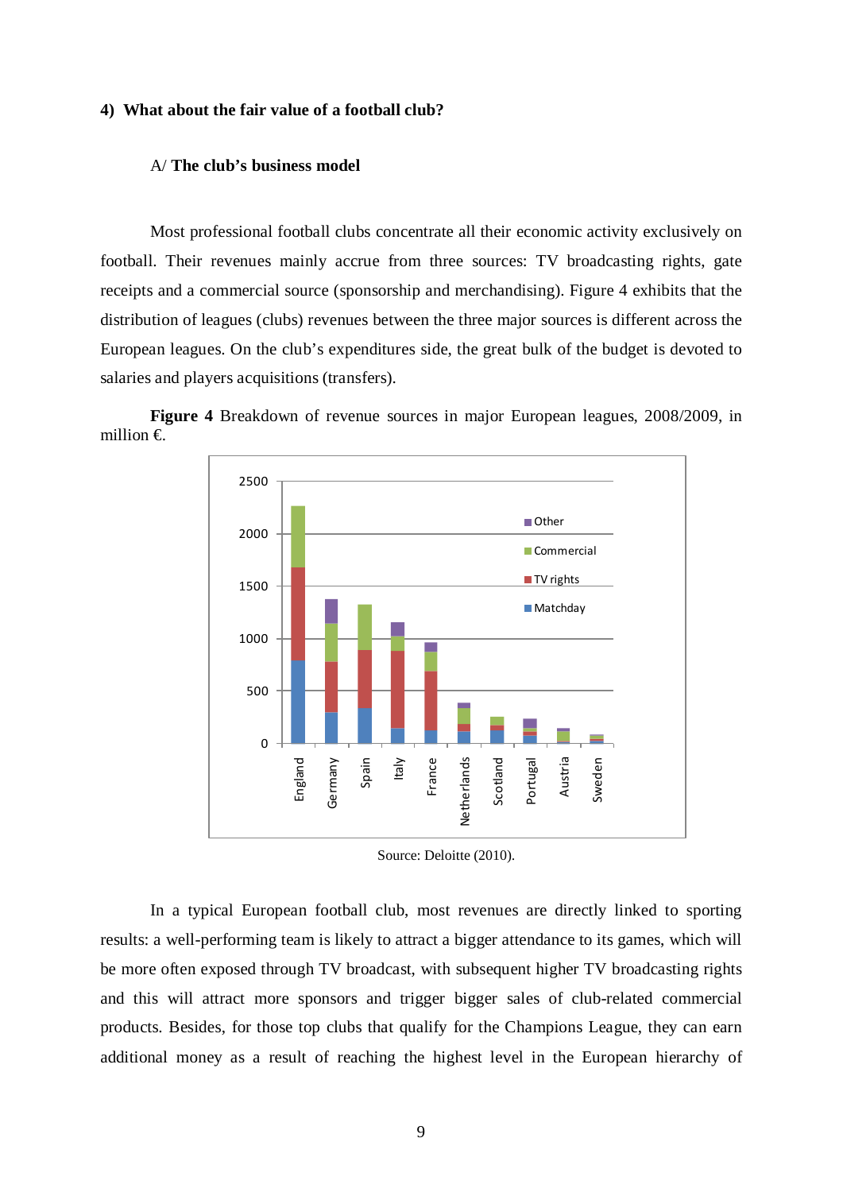**4) What about the fair value of a football club?**

A/ **The club's business model**

Most professional football clubs concentrate all their economic activity exclusively on football. Their revenues mainly accrue from three sources: TV broadcasting rights, gate receipts and a commercial source (sponsorship and merchandising). Figure 4 exhibits that the distribution of leagues (clubs) revenues between the three major sources is different across the European leagues. On the club's expenditures side, the great bulk of the budget is devoted to salaries and players acquisitions (transfers).

**Figure 4** Breakdown of revenue sources in major European leagues, 2008/2009, in million €.

Source: Deloitte (2010).

In a typical European football club, most revenues are directly linked to sporting results: a well-performing team is likely to attract a bigger attendance to its games, which will be more often exposed through TV broadcast, with subsequent higher TV broadcasting rights and this will attract more sponsors and trigger bigger sales of club-related commercial products. Besides, for those top clubs that qualify for the Champions League, they can earn additional money as a result of reaching the highest level in the European hierarchy of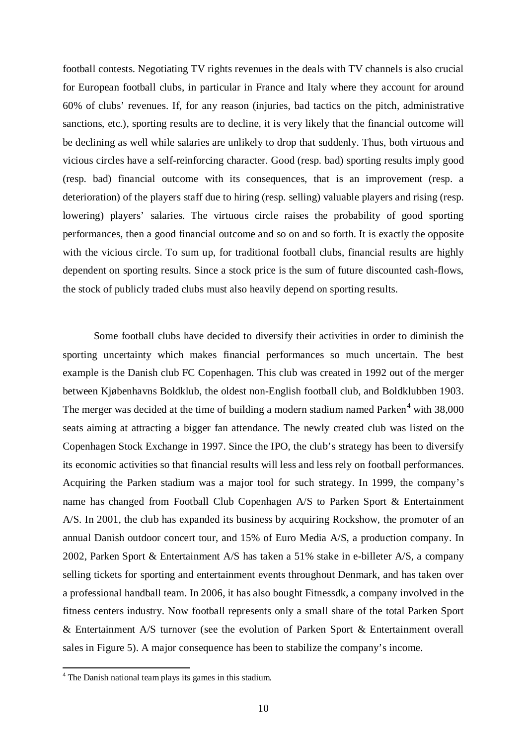football contests. Negotiating TV rights revenues in the deals with TV channels is also crucial for European football clubs, in particular in France and Italy where they account for around 60% of clubs' revenues. If, for any reason (injuries, bad tactics on the pitch, administrative sanctions, etc.), sporting results are to decline, it is very likely that the financial outcome will be declining as well while salaries are unlikely to drop that suddenly. Thus, both virtuous and vicious circles have a self-reinforcing character. Good (resp. bad) sporting results imply good (resp. bad) financial outcome with its consequences, that is an improvement (resp. a deterioration) of the players staff due to hiring (resp. selling) valuable players and rising (resp. lowering) players' salaries. The virtuous circle raises the probability of good sporting performances, then a good financial outcome and so on and so forth. It is exactly the opposite with the vicious circle. To sum up, for traditional football clubs, financial results are highly dependent on sporting results. Since a stock price is the sum of future discounted cash-flows, the stock of publicly traded clubs must also heavily depend on sporting results.

Some football clubs have decided to diversify their activities in order to diminish the sporting uncertainty which makes financial performances so much uncertain. The best example is the Danish club FC Copenhagen. This club was created in 1992 out of the merger between Kjøbenhavns Boldklub, the oldest non-English football club, and Boldklubben 1903. The merger was decided at the time of building a modern stadium named Parken[4] with 38,000 seats aiming at attracting a bigger fan attendance. The newly created club was listed on the Copenhagen Stock Exchange in 1997. Since the IPO, the club's strategy has been to diversify its economic activities so that financial results will less and less rely on football performances. Acquiring the Parken stadium was a major tool for such strategy. In 1999, the company's name has changed from Football Club Copenhagen A/S to Parken Sport & Entertainment A/S. In 2001, the club has expanded its business by acquiring Rockshow, the promoter of an annual Danish outdoor concert tour, and 15% of Euro Media A/S, a production company. In 2002, Parken Sport & Entertainment A/S has taken a 51% stake in e-billeter A/S, a company selling tickets for sporting and entertainment events throughout Denmark, and has taken over a professional handball team. In 2006, it has also bought Fitnessdk, a company involved in the fitness centers industry. Now football represents only a small share of the total Parken Sport & Entertainment A/S turnover (see the evolution of Parken Sport & Entertainment overall sales in Figure 5). A major consequence has been to stabilize the company's income.

[4] The Danish national team plays its games in this stadium.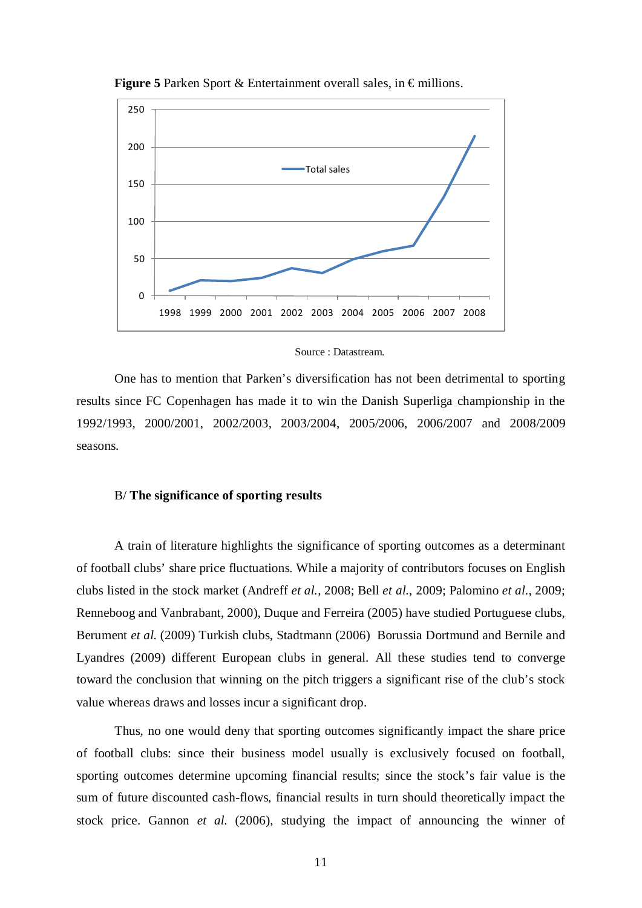**Figure 5** Parken Sport & Entertainment overall sales, in € millions.

Source : Datastream.

One has to mention that Parken's diversification has not been detrimental to sporting results since FC Copenhagen has made it to win the Danish Superliga championship in the 1992/1993, 2000/2001, 2002/2003, 2003/2004, 2005/2006, 2006/2007 and 2008/2009 seasons.

B/ **The significance of sporting results**

A train of literature highlights the significance of sporting outcomes as a determinant of football clubs' share price fluctuations. While a majority of contributors focuses on English clubs listed in the stock market (Andreff *et al.*, 2008; Bell *et al.*, 2009; Palomino *et al.*, 2009; Renneboog and Vanbrabant, 2000), Duque and Ferreira (2005) have studied Portuguese clubs, Berument *et al.* (2009) Turkish clubs, Stadtmann (2006) Borussia Dortmund and Bernile and Lyandres (2009) different European clubs in general. All these studies tend to converge toward the conclusion that winning on the pitch triggers a significant rise of the club's stock value whereas draws and losses incur a significant drop.

Thus, no one would deny that sporting outcomes significantly impact the share price of football clubs: since their business model usually is exclusively focused on football, sporting outcomes determine upcoming financial results; since the stock's fair value is the sum of future discounted cash-flows, financial results in turn should theoretically impact the stock price. Gannon *et al.* (2006), studying the impact of announcing the winner of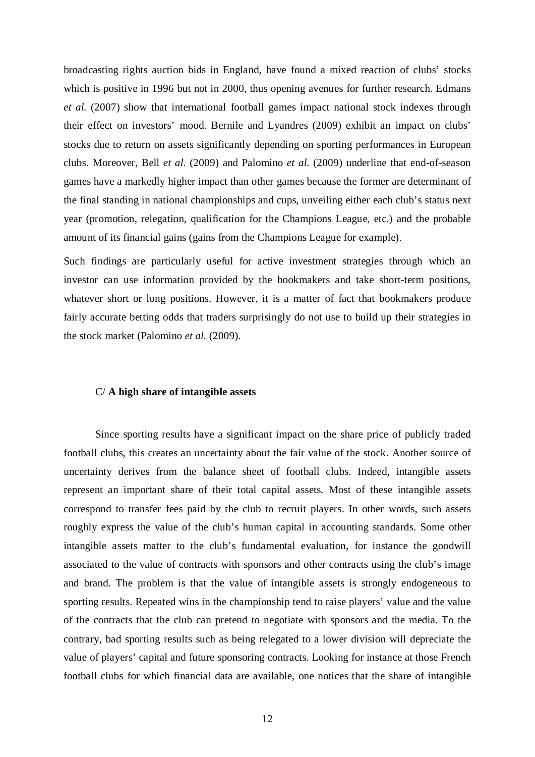broadcasting rights auction bids in England, have found a mixed reaction of clubs' stocks which is positive in 1996 but not in 2000, thus opening avenues for further research. Edmans *et al.* (2007) show that international football games impact national stock indexes through their effect on investors' mood. Bernile and Lyandres (2009) exhibit an impact on clubs' stocks due to return on assets significantly depending on sporting performances in European clubs. Moreover, Bell *et al.* (2009) and Palomino *et al.* (2009) underline that end-of-season games have a markedly higher impact than other games because the former are determinant of the final standing in national championships and cups, unveiling either each club's status next year (promotion, relegation, qualification for the Champions League, etc.) and the probable amount of its financial gains (gains from the Champions League for example).

Such findings are particularly useful for active investment strategies through which an investor can use information provided by the bookmakers and take short-term positions, whatever short or long positions. However, it is a matter of fact that bookmakers produce fairly accurate betting odds that traders surprisingly do not use to build up their strategies in the stock market (Palomino *et al.* (2009).

### C/ **A high share of intangible assets**

Since sporting results have a significant impact on the share price of publicly traded football clubs, this creates an uncertainty about the fair value of the stock. Another source of uncertainty derives from the balance sheet of football clubs. Indeed, intangible assets represent an important share of their total capital assets. Most of these intangible assets correspond to transfer fees paid by the club to recruit players. In other words, such assets roughly express the value of the club's human capital in accounting standards. Some other intangible assets matter to the club's fundamental evaluation, for instance the goodwill associated to the value of contracts with sponsors and other contracts using the club's image and brand. The problem is that the value of intangible assets is strongly endogeneous to sporting results. Repeated wins in the championship tend to raise players' value and the value of the contracts that the club can pretend to negotiate with sponsors and the media. To the contrary, bad sporting results such as being relegated to a lower division will depreciate the value of players' capital and future sponsoring contracts. Looking for instance at those French football clubs for which financial data are available, one notices that the share of intangible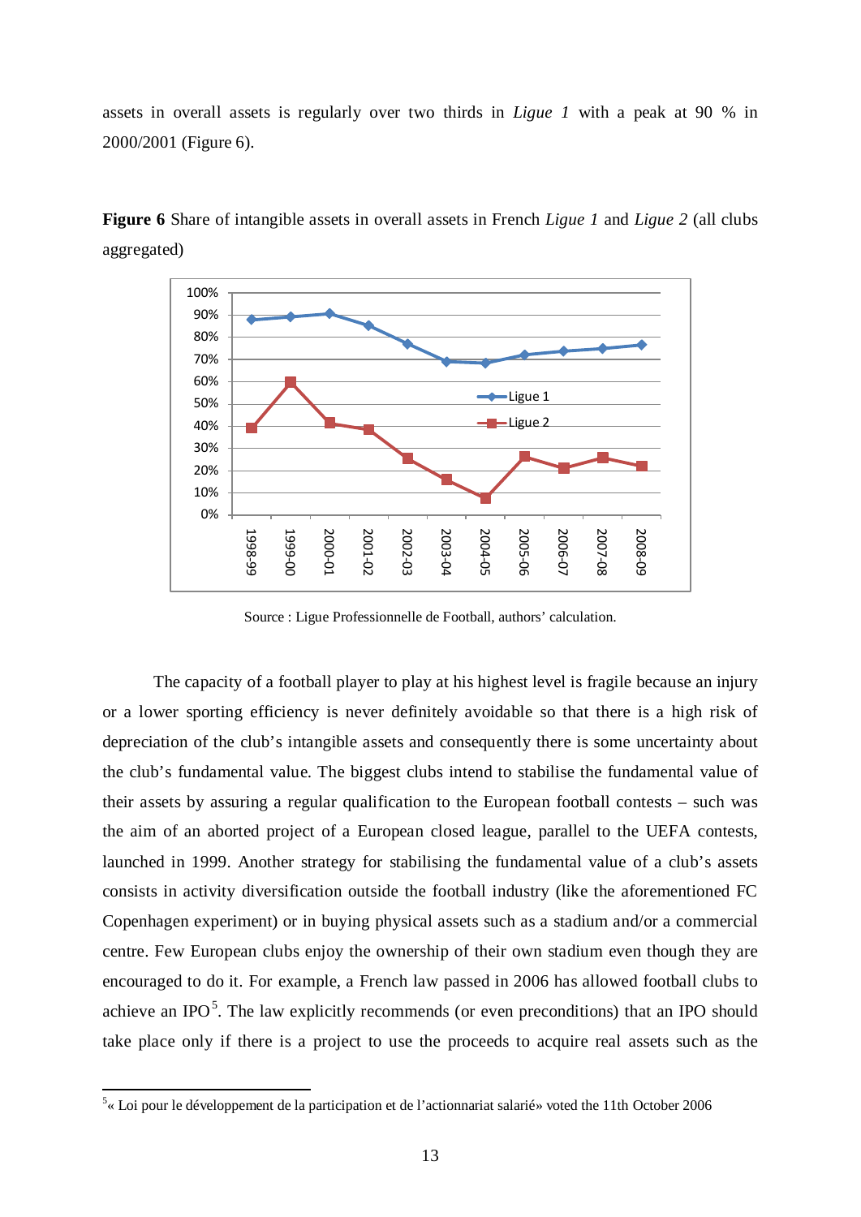assets in overall assets is regularly over two thirds in *Ligue 1* with a peak at 90 % in 2000/2001 (Figure 6).

**Figure 6** Share of intangible assets in overall assets in French *Ligue 1* and *Ligue 2* (all clubs aggregated)

Source : Ligue Professionnelle de Football, authors' calculation.

The capacity of a football player to play at his highest level is fragile because an injury or a lower sporting efficiency is never definitely avoidable so that there is a high risk of depreciation of the club's intangible assets and consequently there is some uncertainty about the club's fundamental value. The biggest clubs intend to stabilise the fundamental value of their assets by assuring a regular qualification to the European football contests – such was the aim of an aborted project of a European closed league, parallel to the UEFA contests, launched in 1999. Another strategy for stabilising the fundamental value of a club's assets consists in activity diversification outside the football industry (like the aforementioned FC Copenhagen experiment) or in buying physical assets such as a stadium and/or a commercial centre. Few European clubs enjoy the ownership of their own stadium even though they are encouraged to do it. For example, a French law passed in 2006 has allowed football clubs to achieve an IPO[5]. The law explicitly recommends (or even preconditions) that an IPO should take place only if there is a project to use the proceeds to acquire real assets such as the

[5] « Loi pour le développement de la participation et de l'actionnariat salarié» voted the 11th October 2006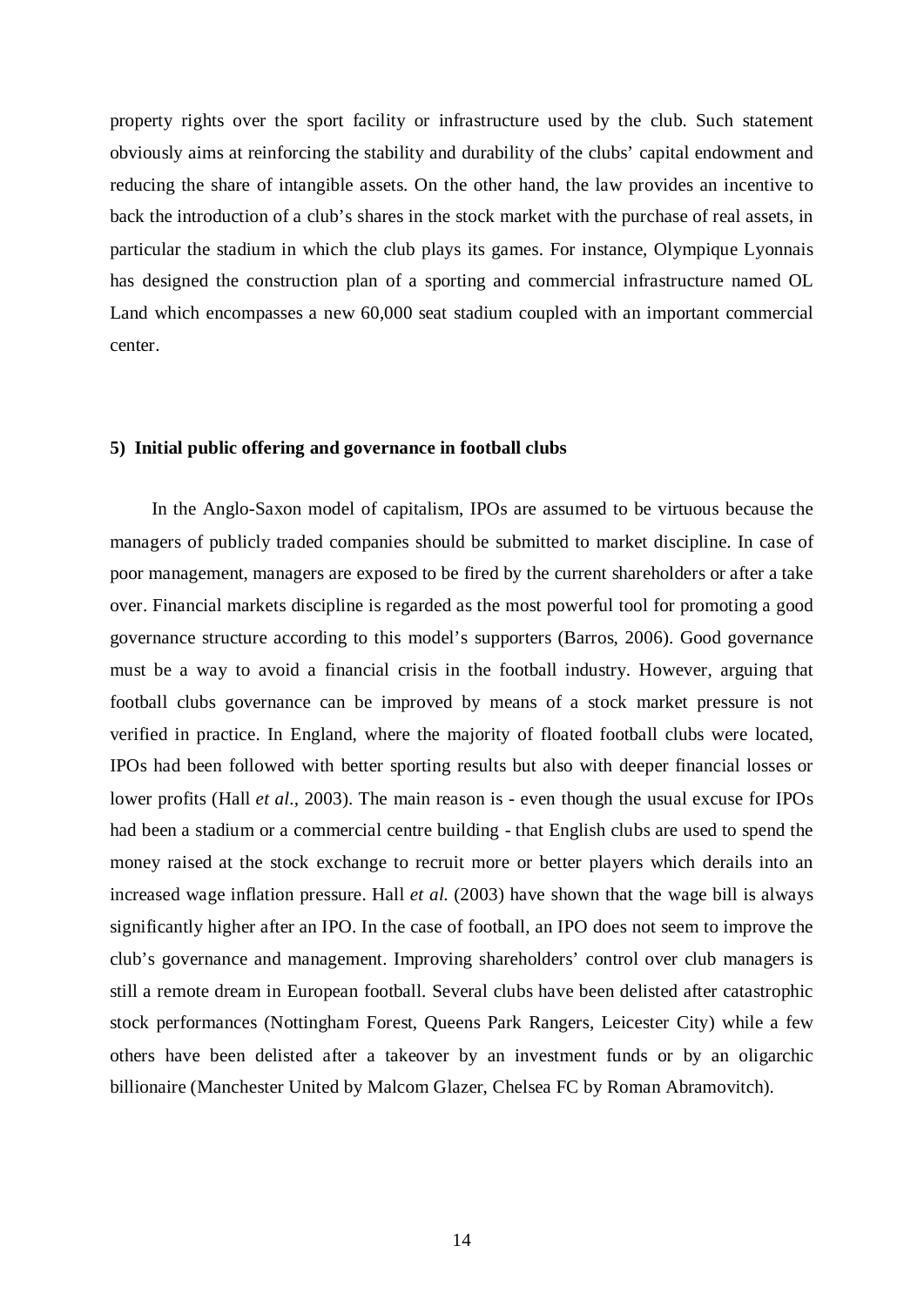property rights over the sport facility or infrastructure used by the club. Such statement obviously aims at reinforcing the stability and durability of the clubs' capital endowment and reducing the share of intangible assets. On the other hand, the law provides an incentive to back the introduction of a club's shares in the stock market with the purchase of real assets, in particular the stadium in which the club plays its games. For instance, Olympique Lyonnais has designed the construction plan of a sporting and commercial infrastructure named OL Land which encompasses a new 60,000 seat stadium coupled with an important commercial center.

### 5) Initial public offering and governance in football clubs

In the Anglo-Saxon model of capitalism, IPOs are assumed to be virtuous because the managers of publicly traded companies should be submitted to market discipline. In case of poor management, managers are exposed to be fired by the current shareholders or after a take over. Financial markets discipline is regarded as the most powerful tool for promoting a good governance structure according to this model's supporters (Barros, 2006). Good governance must be a way to avoid a financial crisis in the football industry. However, arguing that football clubs governance can be improved by means of a stock market pressure is not verified in practice. In England, where the majority of floated football clubs were located, IPOs had been followed with better sporting results but also with deeper financial losses or lower profits (Hall *et al*., 2003). The main reason is - even though the usual excuse for IPOs had been a stadium or a commercial centre building - that English clubs are used to spend the money raised at the stock exchange to recruit more or better players which derails into an increased wage inflation pressure. Hall *et al.* (2003) have shown that the wage bill is always significantly higher after an IPO. In the case of football, an IPO does not seem to improve the club's governance and management. Improving shareholders' control over club managers is still a remote dream in European football. Several clubs have been delisted after catastrophic stock performances (Nottingham Forest, Queens Park Rangers, Leicester City) while a few others have been delisted after a takeover by an investment funds or by an oligarchic billionaire (Manchester United by Malcom Glazer, Chelsea FC by Roman Abramovitch).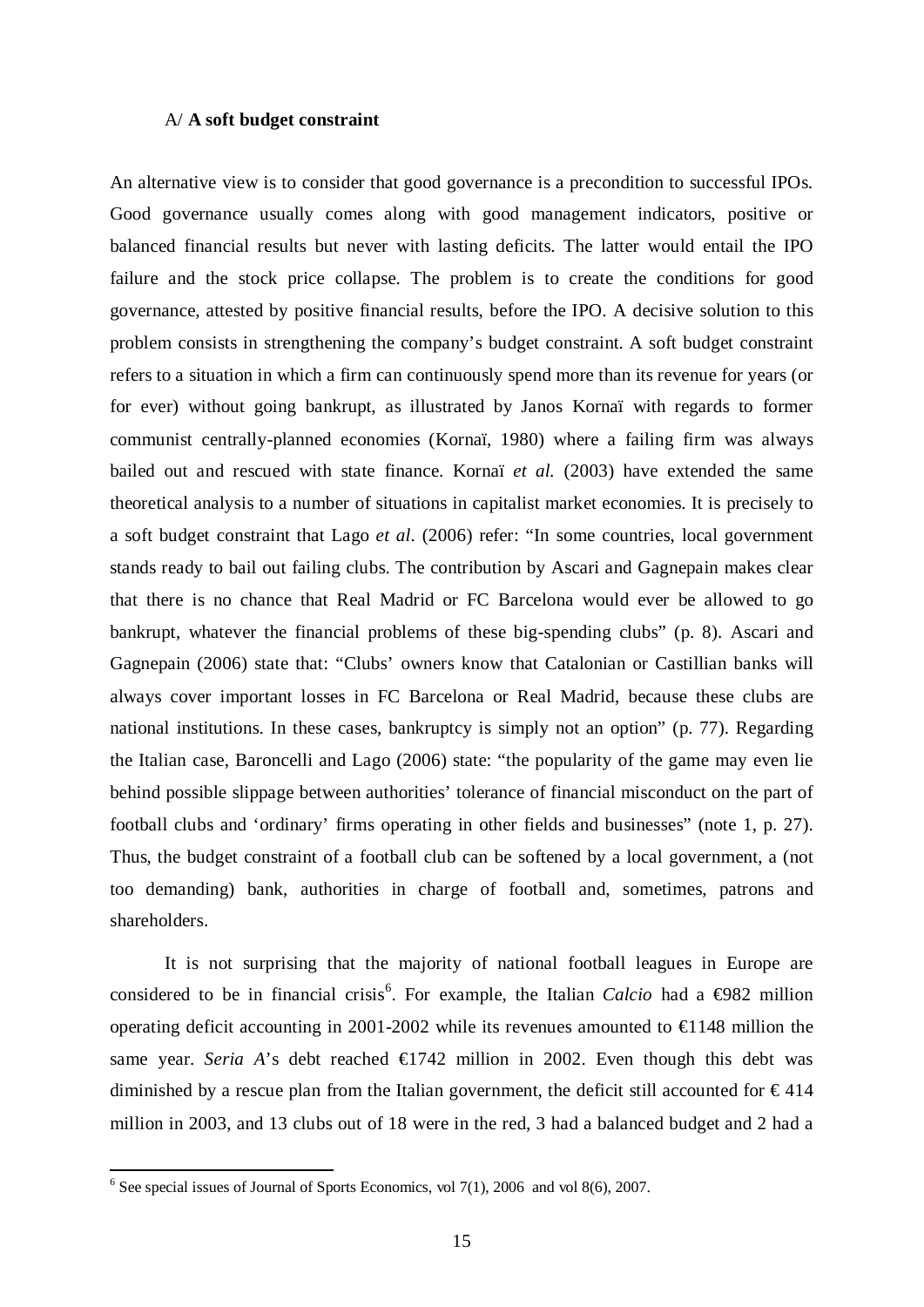A/ **A soft budget constraint**

An alternative view is to consider that good governance is a precondition to successful IPOs. Good governance usually comes along with good management indicators, positive or balanced financial results but never with lasting deficits. The latter would entail the IPO failure and the stock price collapse. The problem is to create the conditions for good governance, attested by positive financial results, before the IPO. A decisive solution to this problem consists in strengthening the company's budget constraint. A soft budget constraint refers to a situation in which a firm can continuously spend more than its revenue for years (or for ever) without going bankrupt, as illustrated by Janos Kornaï with regards to former communist centrally-planned economies (Kornaï, 1980) where a failing firm was always bailed out and rescued with state finance. Kornaï *et al.* (2003) have extended the same theoretical analysis to a number of situations in capitalist market economies. It is precisely to a soft budget constraint that Lago *et al*. (2006) refer: "In some countries, local government stands ready to bail out failing clubs. The contribution by Ascari and Gagnepain makes clear that there is no chance that Real Madrid or FC Barcelona would ever be allowed to go bankrupt, whatever the financial problems of these big-spending clubs" (p. 8). Ascari and Gagnepain (2006) state that: "Clubs' owners know that Catalonian or Castillian banks will always cover important losses in FC Barcelona or Real Madrid, because these clubs are national institutions. In these cases, bankruptcy is simply not an option" (p. 77). Regarding the Italian case, Baroncelli and Lago (2006) state: "the popularity of the game may even lie behind possible slippage between authorities' tolerance of financial misconduct on the part of football clubs and 'ordinary' firms operating in other fields and businesses" (note 1, p. 27). Thus, the budget constraint of a football club can be softened by a local government, a (not too demanding) bank, authorities in charge of football and, sometimes, patrons and shareholders.

It is not surprising that the majority of national football leagues in Europe are considered to be in financial crisis[6]. For example, the Italian *Calcio* had a €982 million operating deficit accounting in 2001-2002 while its revenues amounted to €1148 million the same year. *Seria A*'s debt reached €1742 million in 2002. Even though this debt was diminished by a rescue plan from the Italian government, the deficit still accounted for € 414 million in 2003, and 13 clubs out of 18 were in the red, 3 had a balanced budget and 2 had a

[6] See special issues of Journal of Sports Economics, vol 7(1), 2006 and vol 8(6), 2007.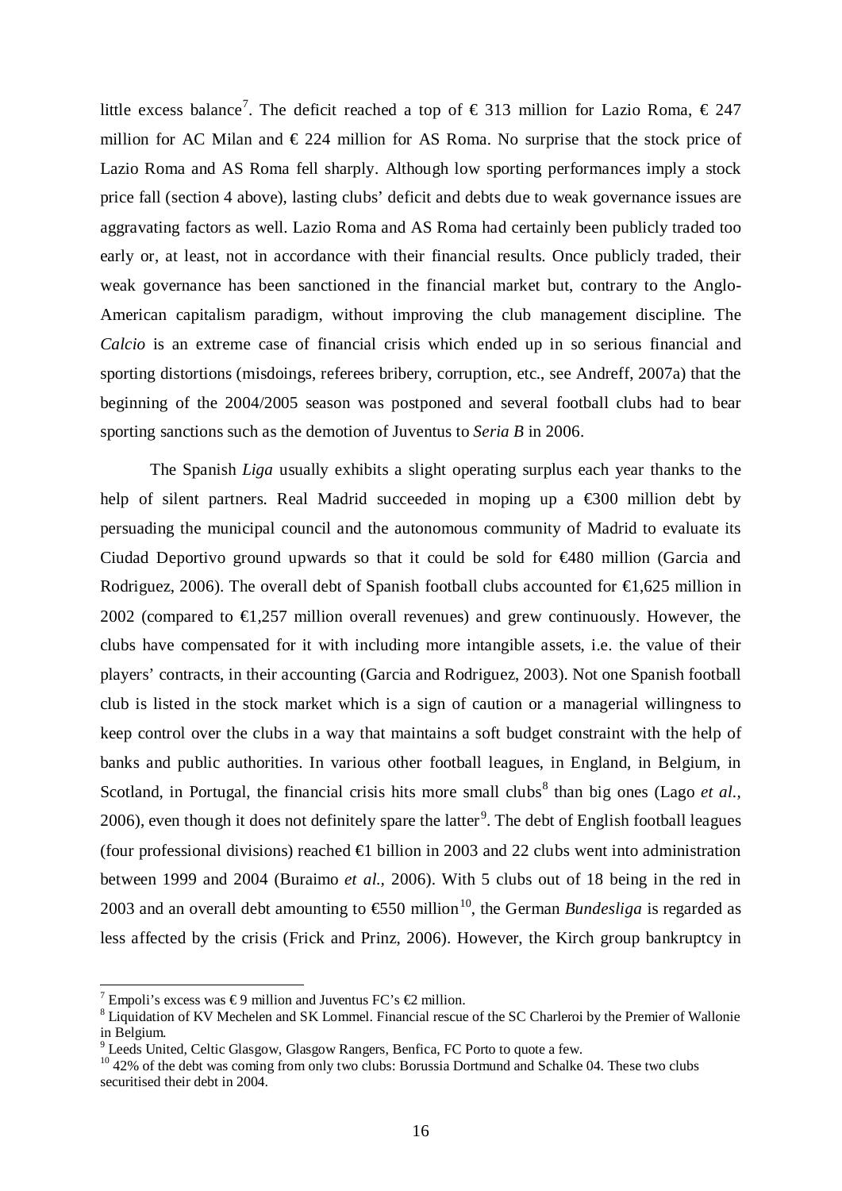little excess balance[7]. The deficit reached a top of € 313 million for Lazio Roma, € 247 million for AC Milan and € 224 million for AS Roma. No surprise that the stock price of Lazio Roma and AS Roma fell sharply. Although low sporting performances imply a stock price fall (section 4 above), lasting clubs' deficit and debts due to weak governance issues are aggravating factors as well. Lazio Roma and AS Roma had certainly been publicly traded too early or, at least, not in accordance with their financial results. Once publicly traded, their weak governance has been sanctioned in the financial market but, contrary to the Anglo-American capitalism paradigm, without improving the club management discipline. The *Calcio* is an extreme case of financial crisis which ended up in so serious financial and sporting distortions (misdoings, referees bribery, corruption, etc., see Andreff, 2007a) that the beginning of the 2004/2005 season was postponed and several football clubs had to bear sporting sanctions such as the demotion of Juventus to *Seria B* in 2006.

The Spanish *Liga* usually exhibits a slight operating surplus each year thanks to the help of silent partners. Real Madrid succeeded in moping up a €300 million debt by persuading the municipal council and the autonomous community of Madrid to evaluate its Ciudad Deportivo ground upwards so that it could be sold for €480 million (Garcia and Rodriguez, 2006). The overall debt of Spanish football clubs accounted for €1,625 million in 2002 (compared to €1,257 million overall revenues) and grew continuously. However, the clubs have compensated for it with including more intangible assets, i.e. the value of their players' contracts, in their accounting (Garcia and Rodriguez, 2003). Not one Spanish football club is listed in the stock market which is a sign of caution or a managerial willingness to keep control over the clubs in a way that maintains a soft budget constraint with the help of banks and public authorities. In various other football leagues, in England, in Belgium, in Scotland, in Portugal, the financial crisis hits more small clubs[8] than big ones (Lago *et al.*, 2006), even though it does not definitely spare the latter[9]. The debt of English football leagues (four professional divisions) reached €1 billion in 2003 and 22 clubs went into administration between 1999 and 2004 (Buraimo *et al.*, 2006). With 5 clubs out of 18 being in the red in 2003 and an overall debt amounting to €550 million[10], the German *Bundesliga* is regarded as less affected by the crisis (Frick and Prinz, 2006). However, the Kirch group bankruptcy in

---

[7] Empoli's excess was € 9 million and Juventus FC's €2 million.

[8] Liquidation of KV Mechelen and SK Lommel. Financial rescue of the SC Charleroi by the Premier of Wallonie in Belgium.

[9] Leeds United, Celtic Glasgow, Glasgow Rangers, Benfica, FC Porto to quote a few.

[10] 42% of the debt was coming from only two clubs: Borussia Dortmund and Schalke 04. These two clubs securitised their debt in 2004.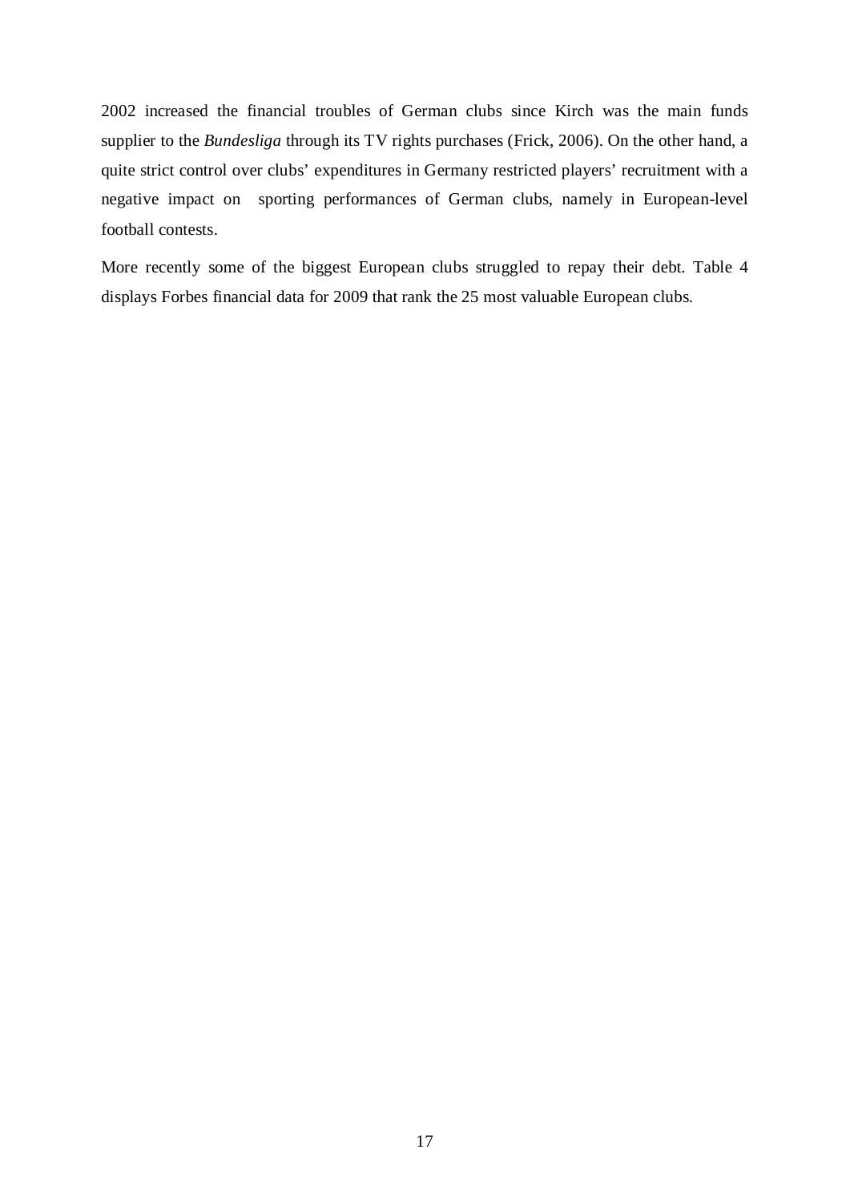2002 increased the financial troubles of German clubs since Kirch was the main funds supplier to the *Bundesliga* through its TV rights purchases (Frick, 2006). On the other hand, a quite strict control over clubs' expenditures in Germany restricted players' recruitment with a negative impact on sporting performances of German clubs, namely in European-level football contests.

More recently some of the biggest European clubs struggled to repay their debt. Table 4 displays Forbes financial data for 2009 that rank the 25 most valuable European clubs.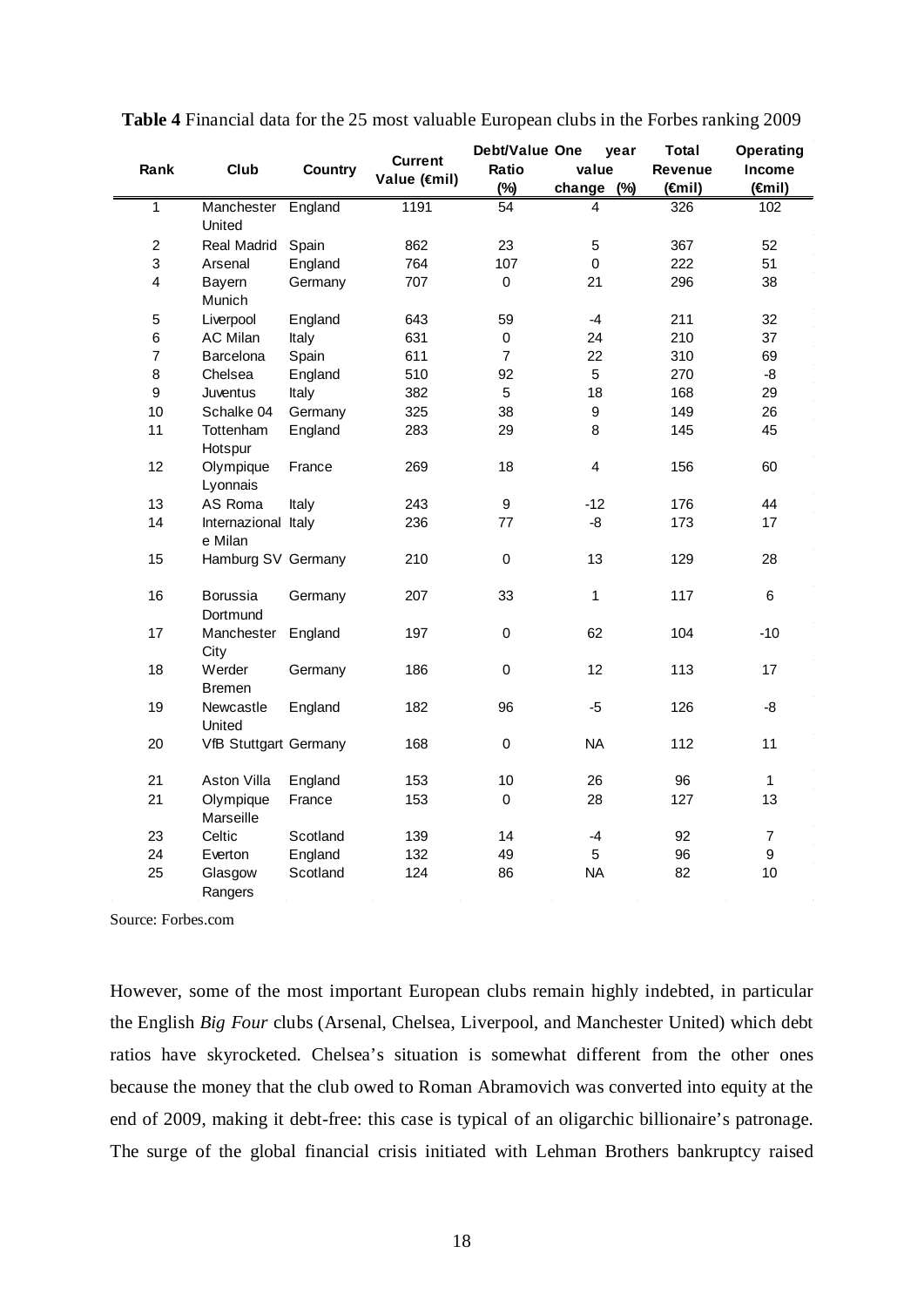**Table 4** Financial data for the 25 most valuable European clubs in the Forbes ranking 2009

| Rank | Club | Country | Current Value (€mil) | Debt/Value Ratio (%) | One year value change (%) | Total Revenue (€mil) | Operating Income (€mil) |
|---|---|---|---|---|---|---|---|
| 1 | Manchester United | England | 1191 | 54 | 4 | 326 | 102 |
| 2 | Real Madrid | Spain | 862 | 23 | 5 | 367 | 52 |
| 3 | Arsenal | England | 764 | 107 | 0 | 222 | 51 |
| 4 | Bayern Munich | Germany | 707 | 0 | 21 | 296 | 38 |
| 5 | Liverpool | England | 643 | 59 | -4 | 211 | 32 |
| 6 | AC Milan | Italy | 631 | 0 | 24 | 210 | 37 |
| 7 | Barcelona | Spain | 611 | 7 | 22 | 310 | 69 |
| 8 | Chelsea | England | 510 | 92 | 5 | 270 | -8 |
| 9 | Juventus | Italy | 382 | 5 | 18 | 168 | 29 |
| 10 | Schalke 04 | Germany | 325 | 38 | 9 | 149 | 26 |
| 11 | Tottenham Hotspur | England | 283 | 29 | 8 | 145 | 45 |
| 12 | Olympique Lyonnais | France | 269 | 18 | 4 | 156 | 60 |
| 13 | AS Roma | Italy | 243 | 9 | -12 | 176 | 44 |
| 14 | Internazional e Milan | Italy | 236 | 77 | -8 | 173 | 17 |
| 15 | Hamburg SV | Germany | 210 | 0 | 13 | 129 | 28 |
| 16 | Borussia Dortmund | Germany | 207 | 33 | 1 | 117 | 6 |
| 17 | Manchester City | England | 197 | 0 | 62 | 104 | -10 |
| 18 | Werder Bremen | Germany | 186 | 0 | 12 | 113 | 17 |
| 19 | Newcastle United | England | 182 | 96 | -5 | 126 | -8 |
| 20 | VfB Stuttgart | Germany | 168 | 0 | NA | 112 | 11 |
| 21 | Aston Villa | England | 153 | 10 | 26 | 96 | 1 |
| 21 | Olympique Marseille | France | 153 | 0 | 28 | 127 | 13 |
| 23 | Celtic | Scotland | 139 | 14 | -4 | 92 | 7 |
| 24 | Everton | England | 132 | 49 | 5 | 96 | 9 |
| 25 | Glasgow Rangers | Scotland | 124 | 86 | NA | 82 | 10 |

Source: Forbes.com

However, some of the most important European clubs remain highly indebted, in particular the English *Big Four* clubs (Arsenal, Chelsea, Liverpool, and Manchester United) which debt ratios have skyrocketed. Chelsea's situation is somewhat different from the other ones because the money that the club owed to Roman Abramovich was converted into equity at the end of 2009, making it debt-free: this case is typical of an oligarchic billionaire's patronage. The surge of the global financial crisis initiated with Lehman Brothers bankruptcy raised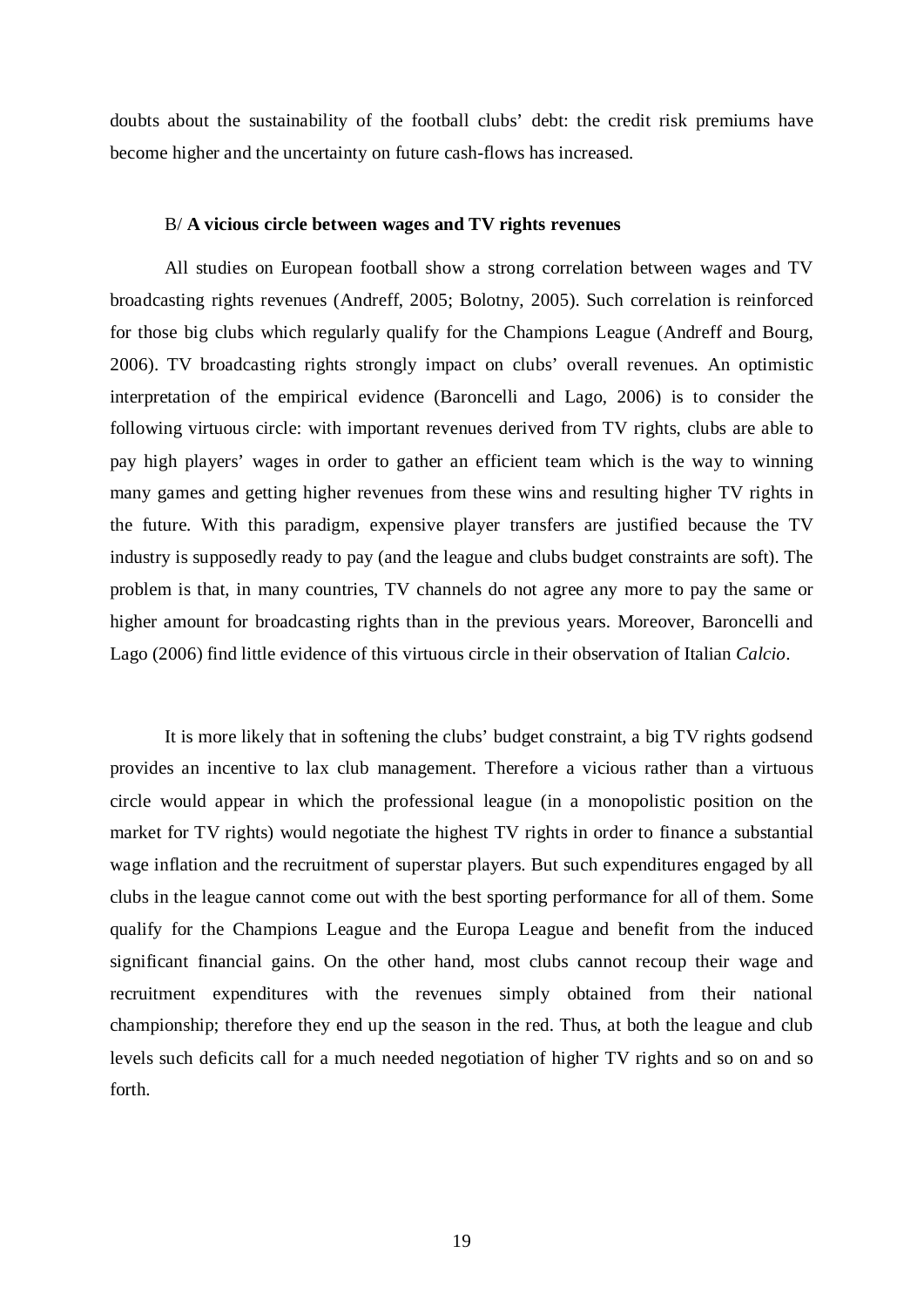doubts about the sustainability of the football clubs' debt: the credit risk premiums have become higher and the uncertainty on future cash-flows has increased.

### B/ **A vicious circle between wages and TV rights revenues**

All studies on European football show a strong correlation between wages and TV broadcasting rights revenues (Andreff, 2005; Bolotny, 2005). Such correlation is reinforced for those big clubs which regularly qualify for the Champions League (Andreff and Bourg, 2006). TV broadcasting rights strongly impact on clubs' overall revenues. An optimistic interpretation of the empirical evidence (Baroncelli and Lago, 2006) is to consider the following virtuous circle: with important revenues derived from TV rights, clubs are able to pay high players' wages in order to gather an efficient team which is the way to winning many games and getting higher revenues from these wins and resulting higher TV rights in the future. With this paradigm, expensive player transfers are justified because the TV industry is supposedly ready to pay (and the league and clubs budget constraints are soft). The problem is that, in many countries, TV channels do not agree any more to pay the same or higher amount for broadcasting rights than in the previous years. Moreover, Baroncelli and Lago (2006) find little evidence of this virtuous circle in their observation of Italian *Calcio*.

It is more likely that in softening the clubs' budget constraint, a big TV rights godsend provides an incentive to lax club management. Therefore a vicious rather than a virtuous circle would appear in which the professional league (in a monopolistic position on the market for TV rights) would negotiate the highest TV rights in order to finance a substantial wage inflation and the recruitment of superstar players. But such expenditures engaged by all clubs in the league cannot come out with the best sporting performance for all of them. Some qualify for the Champions League and the Europa League and benefit from the induced significant financial gains. On the other hand, most clubs cannot recoup their wage and recruitment expenditures with the revenues simply obtained from their national championship; therefore they end up the season in the red. Thus, at both the league and club levels such deficits call for a much needed negotiation of higher TV rights and so on and so forth.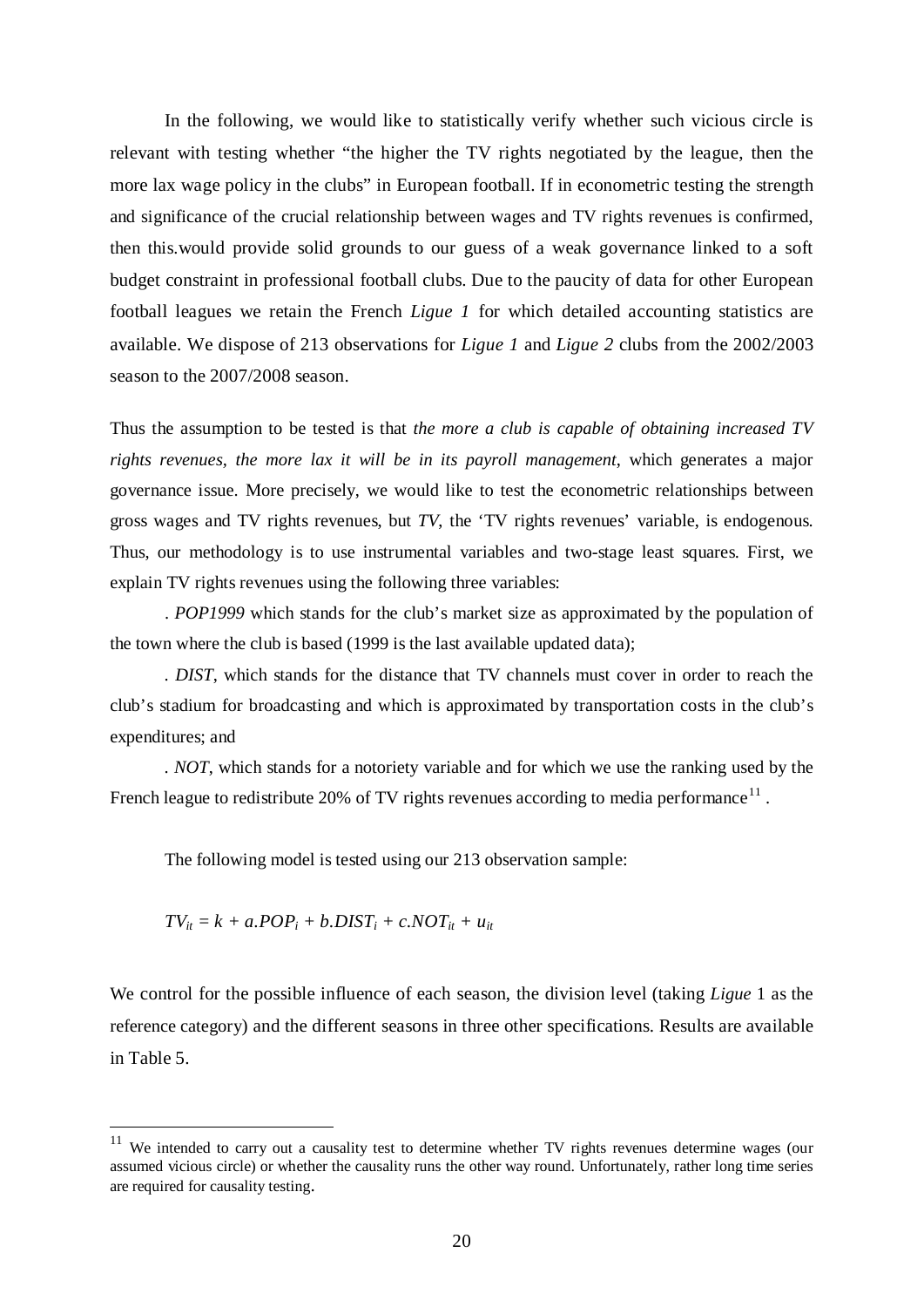In the following, we would like to statistically verify whether such vicious circle is relevant with testing whether "the higher the TV rights negotiated by the league, then the more lax wage policy in the clubs" in European football. If in econometric testing the strength and significance of the crucial relationship between wages and TV rights revenues is confirmed, then this.would provide solid grounds to our guess of a weak governance linked to a soft budget constraint in professional football clubs. Due to the paucity of data for other European football leagues we retain the French *Ligue 1* for which detailed accounting statistics are available. We dispose of 213 observations for *Ligue 1* and *Ligue 2* clubs from the 2002/2003 season to the 2007/2008 season.

Thus the assumption to be tested is that *the more a club is capable of obtaining increased TV rights revenues, the more lax it will be in its payroll management*, which generates a major governance issue. More precisely, we would like to test the econometric relationships between gross wages and TV rights revenues, but *TV*, the 'TV rights revenues' variable, is endogenous. Thus, our methodology is to use instrumental variables and two-stage least squares. First, we explain TV rights revenues using the following three variables:

. *POP1999* which stands for the club's market size as approximated by the population of the town where the club is based (1999 is the last available updated data);

. *DIST*, which stands for the distance that TV channels must cover in order to reach the club's stadium for broadcasting and which is approximated by transportation costs in the club's expenditures; and

. *NOT*, which stands for a notoriety variable and for which we use the ranking used by the French league to redistribute 20% of TV rights revenues according to media performance[11] .

The following model is tested using our 213 observation sample:

$$TV_{it} = k + a.POP_i + b.DIST_i + c.NOT_{it} + u_{it}$$

We control for the possible influence of each season, the division level (taking *Ligue* 1 as the reference category) and the different seasons in three other specifications. Results are available in Table 5.

[11] We intended to carry out a causality test to determine whether TV rights revenues determine wages (our assumed vicious circle) or whether the causality runs the other way round. Unfortunately, rather long time series are required for causality testing.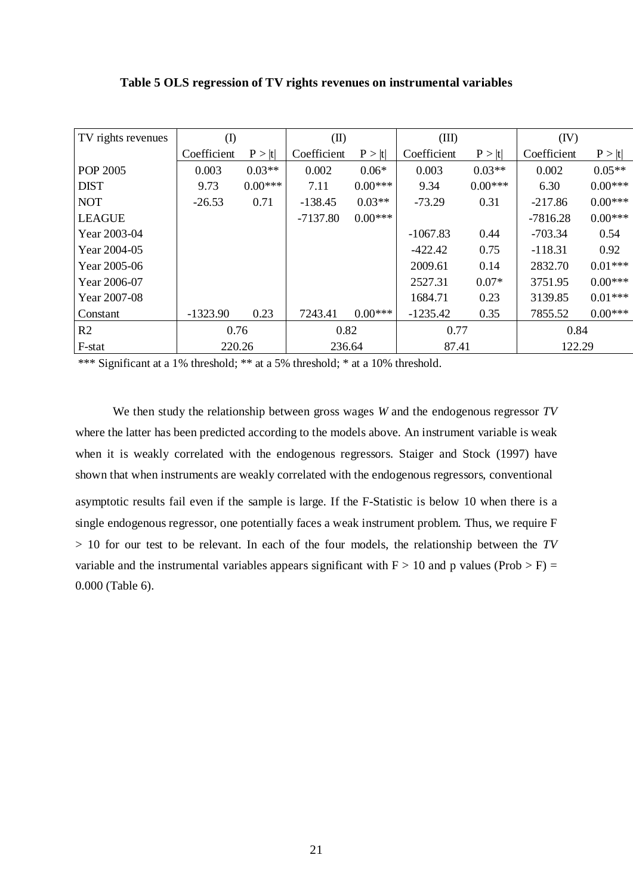**Table 5 OLS regression of TV rights revenues on instrumental variables**

| TV rights revenues | (I) | | (II) | | (III) | | (IV) | |
|---|---|---|---|---|---|---|---|---|
| | Coefficient | P > \|t\| | Coefficient | P > \|t\| | Coefficient | P > \|t\| | Coefficient | P > \|t\| |
| POP 2005 | 0.003 | 0.03** | 0.002 | 0.06* | 0.003 | 0.03** | 0.002 | 0.05** |
| DIST | 9.73 | 0.00*** | 7.11 | 0.00*** | 9.34 | 0.00*** | 6.30 | 0.00*** |
| NOT | -26.53 | 0.71 | -138.45 | 0.03** | -73.29 | 0.31 | -217.86 | 0.00*** |
| LEAGUE | | | -7137.80 | 0.00*** | | | -7816.28 | 0.00*** |
| Year 2003-04 | | | | | -1067.83 | 0.44 | -703.34 | 0.54 |
| Year 2004-05 | | | | | -422.42 | 0.75 | -118.31 | 0.92 |
| Year 2005-06 | | | | | 2009.61 | 0.14 | 2832.70 | 0.01*** |
| Year 2006-07 | | | | | 2527.31 | 0.07* | 3751.95 | 0.00*** |
| Year 2007-08 | | | | | 1684.71 | 0.23 | 3139.85 | 0.01*** |
| Constant | -1323.90 | 0.23 | 7243.41 | 0.00*** | -1235.42 | 0.35 | 7855.52 | 0.00*** |
| R2 | 0.76 | | 0.82 | | 0.77 | | 0.84 | |
| F-stat | 220.26 | | 236.64 | | 87.41 | | 122.29 | |

*** Significant at a 1% threshold; ** at a 5% threshold; * at a 10% threshold.

We then study the relationship between gross wages *W* and the endogenous regressor *TV* where the latter has been predicted according to the models above. An instrument variable is weak when it is weakly correlated with the endogenous regressors. Staiger and Stock (1997) have shown that when instruments are weakly correlated with the endogenous regressors, conventional asymptotic results fail even if the sample is large. If the F-Statistic is below 10 when there is a single endogenous regressor, one potentially faces a weak instrument problem. Thus, we require $F > 10$ for our test to be relevant. In each of the four models, the relationship between the *TV* variable and the instrumental variables appears significant with $F > 10$ and p values (Prob > F) = 0.000 (Table 6).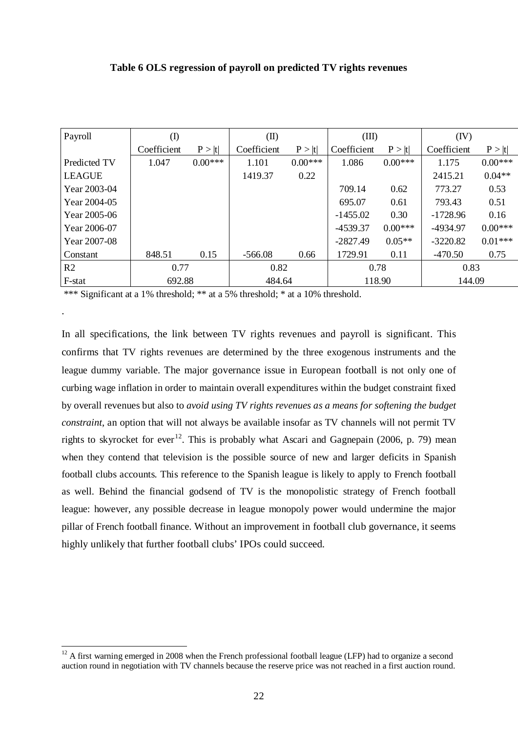**Table 6 OLS regression of payroll on predicted TV rights revenues**

| Payroll | (I) | | (II) | | (III) | | (IV) | |
|---|---|---|---|---|---|---|---|---|
| | Coefficient | P > \|t\| | Coefficient | P > \|t\| | Coefficient | P > \|t\| | Coefficient | P > \|t\| |
| Predicted TV | 1.047 | 0.00*** | 1.101 | 0.00*** | 1.086 | 0.00*** | 1.175 | 0.00*** |
| LEAGUE | | | 1419.37 | 0.22 | | | 2415.21 | 0.04** |
| Year 2003-04 | | | | | 709.14 | 0.62 | 773.27 | 0.53 |
| Year 2004-05 | | | | | 695.07 | 0.61 | 793.43 | 0.51 |
| Year 2005-06 | | | | | -1455.02 | 0.30 | -1728.96 | 0.16 |
| Year 2006-07 | | | | | -4539.37 | 0.00*** | -4934.97 | 0.00*** |
| Year 2007-08 | | | | | -2827.49 | 0.05** | -3220.82 | 0.01*** |
| Constant | 848.51 | 0.15 | -566.08 | 0.66 | 1729.91 | 0.11 | -470.50 | 0.75 |
| R2 | 0.77 | | 0.82 | | 0.78 | | 0.83 | |
| F-stat | 692.88 | | 484.64 | | 118.90 | | 144.09 | |

*** Significant at a 1% threshold; ** at a 5% threshold; * at a 10% threshold.

.

In all specifications, the link between TV rights revenues and payroll is significant. This confirms that TV rights revenues are determined by the three exogenous instruments and the league dummy variable. The major governance issue in European football is not only one of curbing wage inflation in order to maintain overall expenditures within the budget constraint fixed by overall revenues but also to *avoid using TV rights revenues as a means for softening the budget constraint*, an option that will not always be available insofar as TV channels will not permit TV rights to skyrocket for ever[12]. This is probably what Ascari and Gagnepain (2006, p. 79) mean when they contend that television is the possible source of new and larger deficits in Spanish football clubs accounts. This reference to the Spanish league is likely to apply to French football as well. Behind the financial godsend of TV is the monopolistic strategy of French football league: however, any possible decrease in league monopoly power would undermine the major pillar of French football finance. Without an improvement in football club governance, it seems highly unlikely that further football clubs' IPOs could succeed.

[12] A first warning emerged in 2008 when the French professional football league (LFP) had to organize a second auction round in negotiation with TV channels because the reserve price was not reached in a first auction round.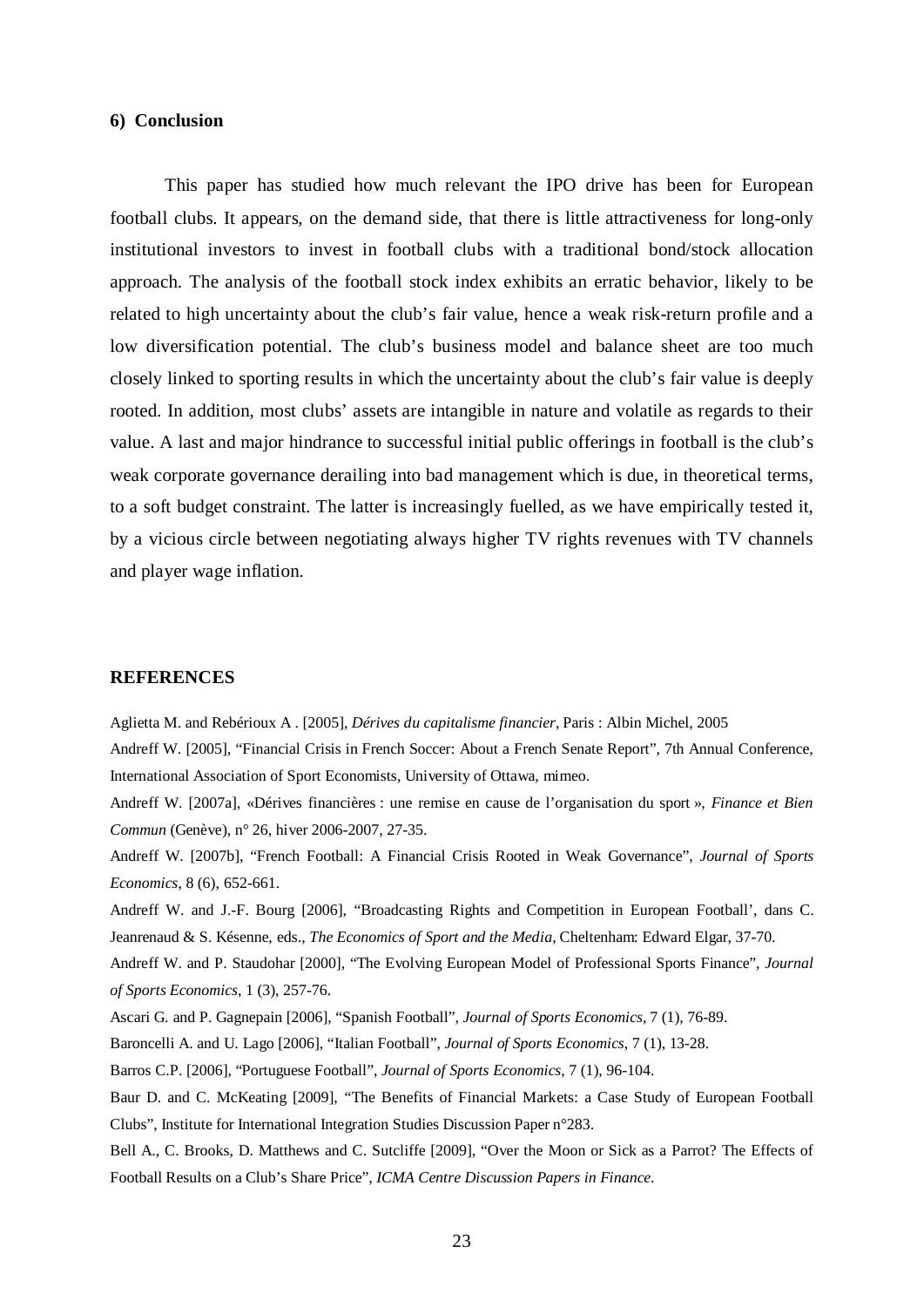## 6) Conclusion

This paper has studied how much relevant the IPO drive has been for European football clubs. It appears, on the demand side, that there is little attractiveness for long-only institutional investors to invest in football clubs with a traditional bond/stock allocation approach. The analysis of the football stock index exhibits an erratic behavior, likely to be related to high uncertainty about the club's fair value, hence a weak risk-return profile and a low diversification potential. The club's business model and balance sheet are too much closely linked to sporting results in which the uncertainty about the club's fair value is deeply rooted. In addition, most clubs' assets are intangible in nature and volatile as regards to their value. A last and major hindrance to successful initial public offerings in football is the club's weak corporate governance derailing into bad management which is due, in theoretical terms, to a soft budget constraint. The latter is increasingly fuelled, as we have empirically tested it, by a vicious circle between negotiating always higher TV rights revenues with TV channels and player wage inflation.

## REFERENCES

Aglietta M. and Rebérioux A . [2005], *Dérives du capitalisme financier*, Paris : Albin Michel, 2005

Andreff W. [2005], "Financial Crisis in French Soccer: About a French Senate Report", 7th Annual Conference, International Association of Sport Economists, University of Ottawa, mimeo.

Andreff W. [2007a], «Dérives financières : une remise en cause de l'organisation du sport », *Finance et Bien Commun* (Genève), n° 26, hiver 2006-2007, 27-35.

Andreff W. [2007b], "French Football: A Financial Crisis Rooted in Weak Governance", *Journal of Sports Economics*, 8 (6), 652-661.

Andreff W. and J.-F. Bourg [2006], "Broadcasting Rights and Competition in European Football', dans C. Jeanrenaud & S. Késenne, eds., *The Economics of Sport and the Media*, Cheltenham: Edward Elgar, 37-70.

Andreff W. and P. Staudohar [2000], "The Evolving European Model of Professional Sports Finance", *Journal of Sports Economics*, 1 (3), 257-76.

Ascari G. and P. Gagnepain [2006], "Spanish Football", *Journal of Sports Economics*, 7 (1), 76-89.

Baroncelli A. and U. Lago [2006], "Italian Football", *Journal of Sports Economics*, 7 (1), 13-28.

Barros C.P. [2006], "Portuguese Football", *Journal of Sports Economics*, 7 (1), 96-104.

Baur D. and C. McKeating [2009], "The Benefits of Financial Markets: a Case Study of European Football Clubs", Institute for International Integration Studies Discussion Paper n°283.

Bell A., C. Brooks, D. Matthews and C. Sutcliffe [2009], "Over the Moon or Sick as a Parrot? The Effects of Football Results on a Club's Share Price", *ICMA Centre Discussion Papers in Finance*.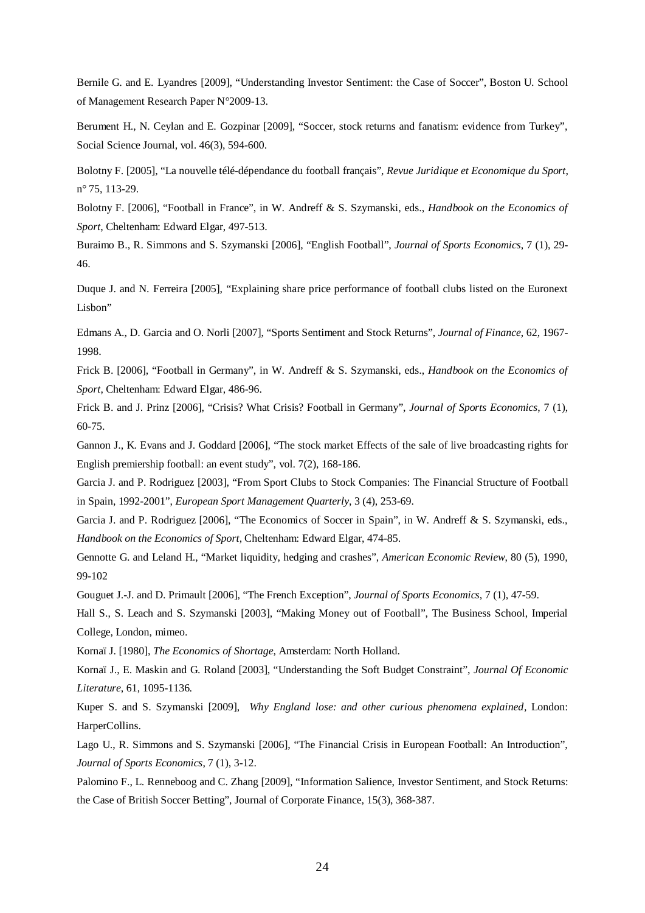Bernile G. and E. Lyandres [2009], "Understanding Investor Sentiment: the Case of Soccer", Boston U. School of Management Research Paper N°2009-13.

Berument H., N. Ceylan and E. Gozpinar [2009], "Soccer, stock returns and fanatism: evidence from Turkey", Social Science Journal, vol. 46(3), 594-600.

Bolotny F. [2005], "La nouvelle télé-dépendance du football français", *Revue Juridique et Economique du Sport*, n° 75, 113-29.

Bolotny F. [2006], "Football in France", in W. Andreff & S. Szymanski, eds., *Handbook on the Economics of Sport*, Cheltenham: Edward Elgar, 497-513.

Buraimo B., R. Simmons and S. Szymanski [2006], "English Football", *Journal of Sports Economics*, 7 (1), 29-46.

Duque J. and N. Ferreira [2005], "Explaining share price performance of football clubs listed on the Euronext Lisbon"

Edmans A., D. Garcia and O. Norli [2007], "Sports Sentiment and Stock Returns", *Journal of Finance*, 62, 1967-1998.

Frick B. [2006], "Football in Germany", in W. Andreff & S. Szymanski, eds., *Handbook on the Economics of Sport*, Cheltenham: Edward Elgar, 486-96.

Frick B. and J. Prinz [2006], "Crisis? What Crisis? Football in Germany", *Journal of Sports Economics*, 7 (1), 60-75.

Gannon J., K. Evans and J. Goddard [2006], "The stock market Effects of the sale of live broadcasting rights for English premiership football: an event study", vol. 7(2), 168-186.

Garcia J. and P. Rodriguez [2003], "From Sport Clubs to Stock Companies: The Financial Structure of Football in Spain, 1992-2001", *European Sport Management Quarterly*, 3 (4), 253-69.

Garcia J. and P. Rodriguez [2006], "The Economics of Soccer in Spain", in W. Andreff & S. Szymanski, eds., *Handbook on the Economics of Sport*, Cheltenham: Edward Elgar, 474-85.

Gennotte G. and Leland H., "Market liquidity, hedging and crashes", *American Economic Review*, 80 (5), 1990, 99-102

Gouguet J.-J. and D. Primault [2006], "The French Exception", *Journal of Sports Economics*, 7 (1), 47-59.

Hall S., S. Leach and S. Szymanski [2003], "Making Money out of Football", The Business School, Imperial College, London, mimeo.

Kornaï J. [1980], *The Economics of Shortage*, Amsterdam: North Holland.

Kornaï J., E. Maskin and G. Roland [2003], "Understanding the Soft Budget Constraint", *Journal Of Economic Literature*, 61, 1095-1136.

Kuper S. and S. Szymanski [2009], *Why England lose: and other curious phenomena explained*, London: HarperCollins.

Lago U., R. Simmons and S. Szymanski [2006], "The Financial Crisis in European Football: An Introduction", *Journal of Sports Economics*, 7 (1), 3-12.

Palomino F., L. Renneboog and C. Zhang [2009], "Information Salience, Investor Sentiment, and Stock Returns: the Case of British Soccer Betting", Journal of Corporate Finance, 15(3), 368-387.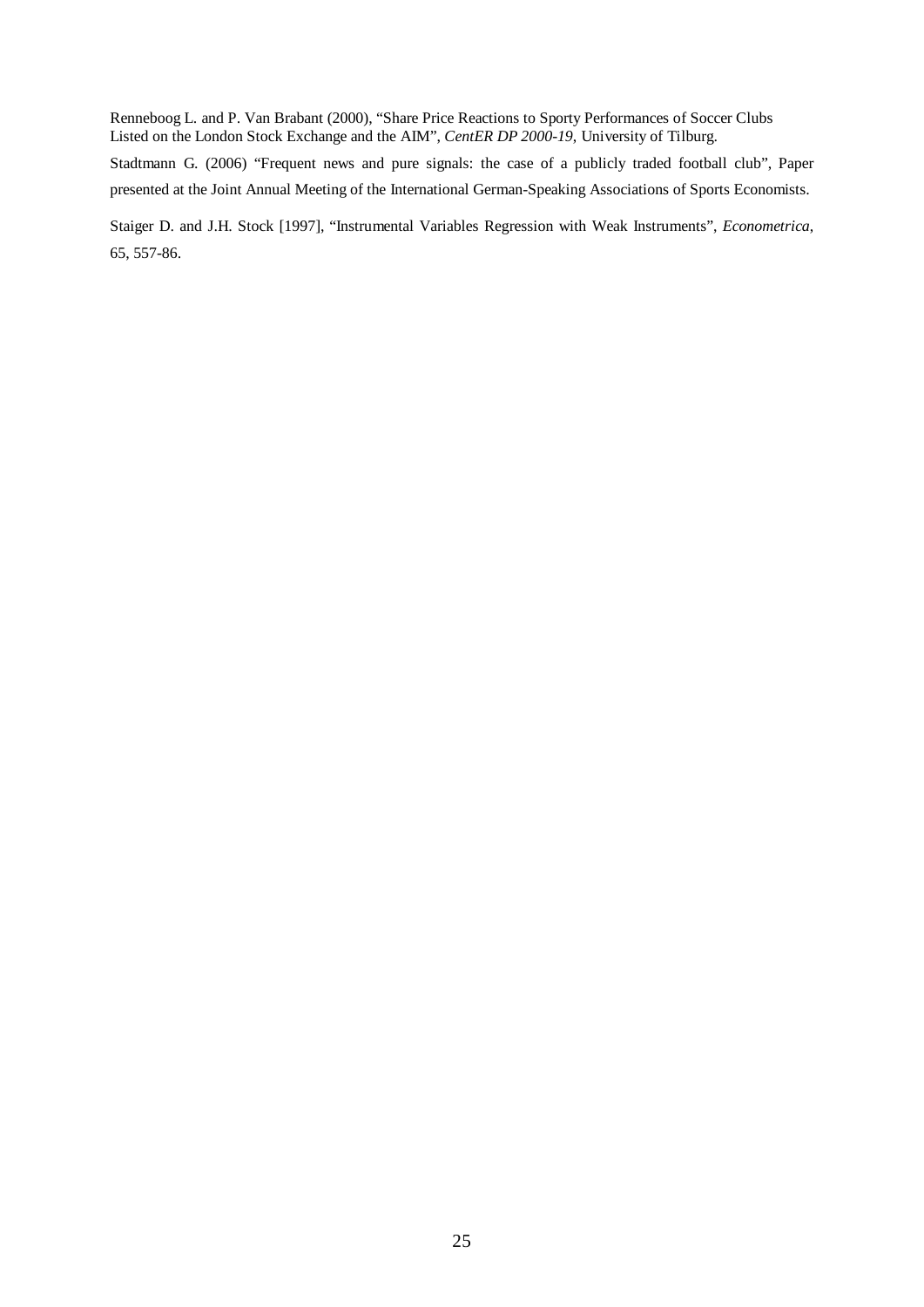Renneboog L. and P. Van Brabant (2000), "Share Price Reactions to Sporty Performances of Soccer Clubs Listed on the London Stock Exchange and the AIM", *CentER DP 2000-19*, University of Tilburg.

Stadtmann G. (2006) "Frequent news and pure signals: the case of a publicly traded football club", Paper presented at the Joint Annual Meeting of the International German-Speaking Associations of Sports Economists.

Staiger D. and J.H. Stock [1997], "Instrumental Variables Regression with Weak Instruments", *Econometrica*, 65, 557-86.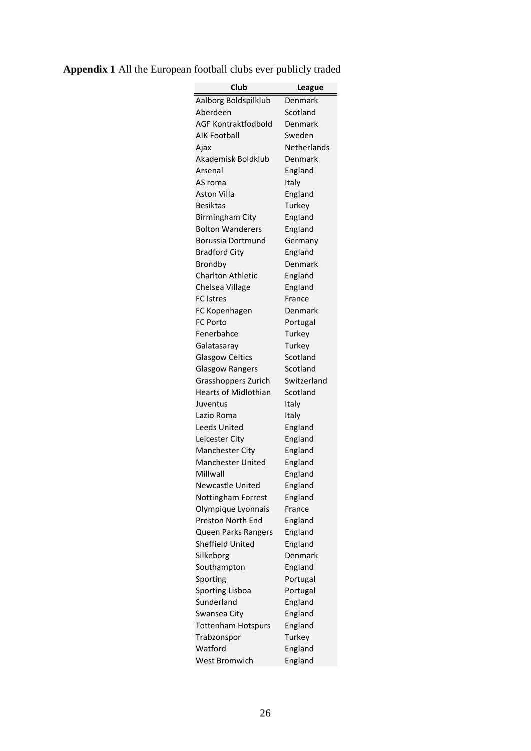**Appendix 1** All the European football clubs ever publicly traded

| Club | League |
|---|---|
| Aalborg Boldspilklub | Denmark |
| Aberdeen | Scotland |
| AGF Kontraktfodbold | Denmark |
| AIK Football | Sweden |
| Ajax | Netherlands |
| Akademisk Boldklub | Denmark |
| Arsenal | England |
| AS roma | Italy |
| Aston Villa | England |
| Besiktas | Turkey |
| Birmingham City | England |
| Bolton Wanderers | England |
| Borussia Dortmund | Germany |
| Bradford City | England |
| Brondby | Denmark |
| Charlton Athletic | England |
| Chelsea Village | England |
| FC Istres | France |
| FC Kopenhagen | Denmark |
| FC Porto | Portugal |
| Fenerbahce | Turkey |
| Galatasaray | Turkey |
| Glasgow Celtics | Scotland |
| Glasgow Rangers | Scotland |
| Grasshoppers Zurich | Switzerland |
| Hearts of Midlothian | Scotland |
| Juventus | Italy |
| Lazio Roma | Italy |
| Leeds United | England |
| Leicester City | England |
| Manchester City | England |
| Manchester United | England |
| Millwall | England |
| Newcastle United | England |
| Nottingham Forrest | England |
| Olympique Lyonnais | France |
| Preston North End | England |
| Queen Parks Rangers | England |
| Sheffield United | England |
| Silkeborg | Denmark |
| Southampton | England |
| Sporting | Portugal |
| Sporting Lisboa | Portugal |
| Sunderland | England |
| Swansea City | England |
| Tottenham Hotspurs | England |
| Trabzonspor | Turkey |
| Watford | England |
| West Bromwich | England |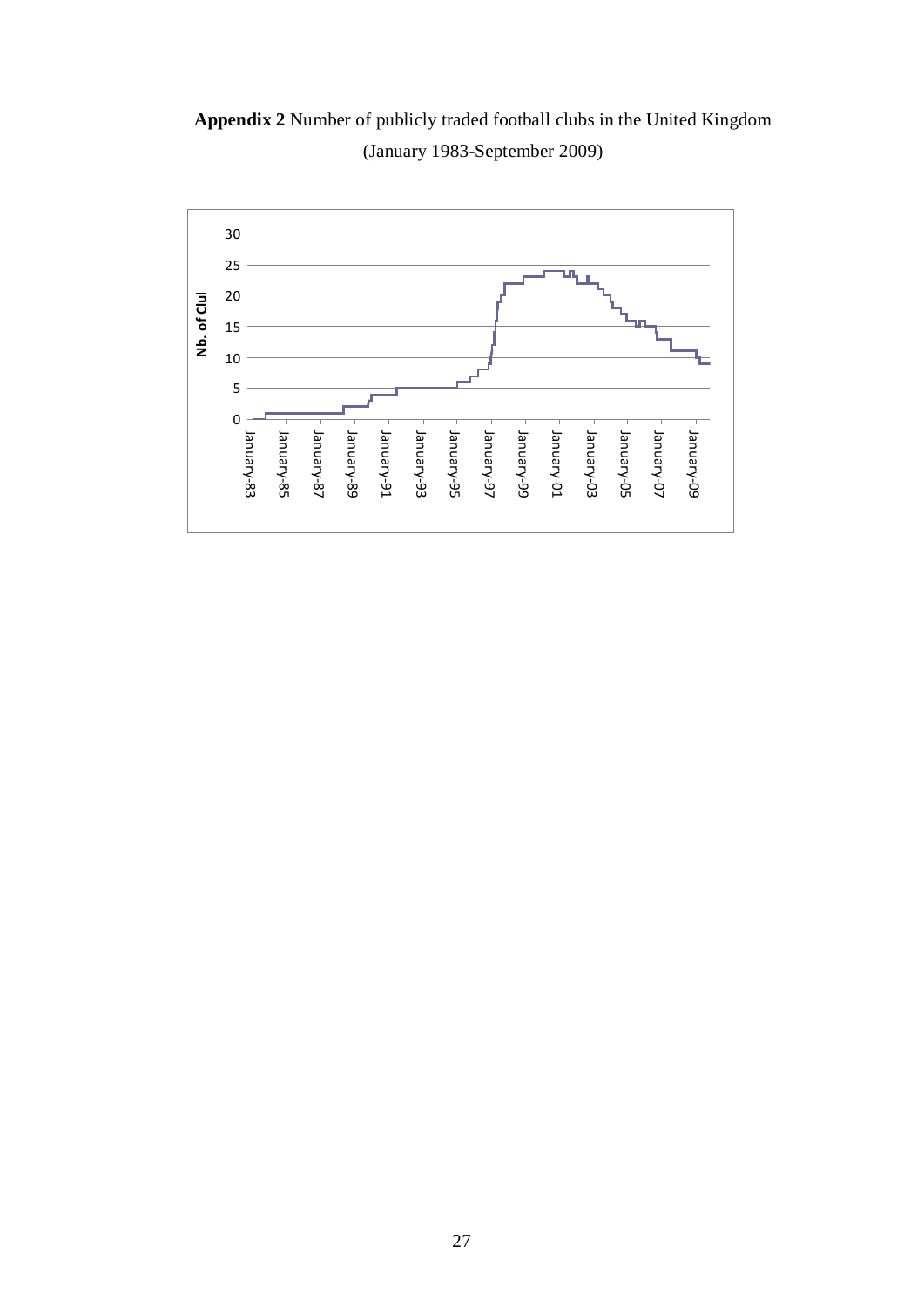**Appendix 2** Number of publicly traded football clubs in the United Kingdom (January 1983-September 2009)

Nb. of Clul

30
25
20
15
10
5
0

January-83
January-85
January-87
January-89
January-91
January-93
January-95
January-97
January-99
January-01
January-03
January-05
January-07
January-09